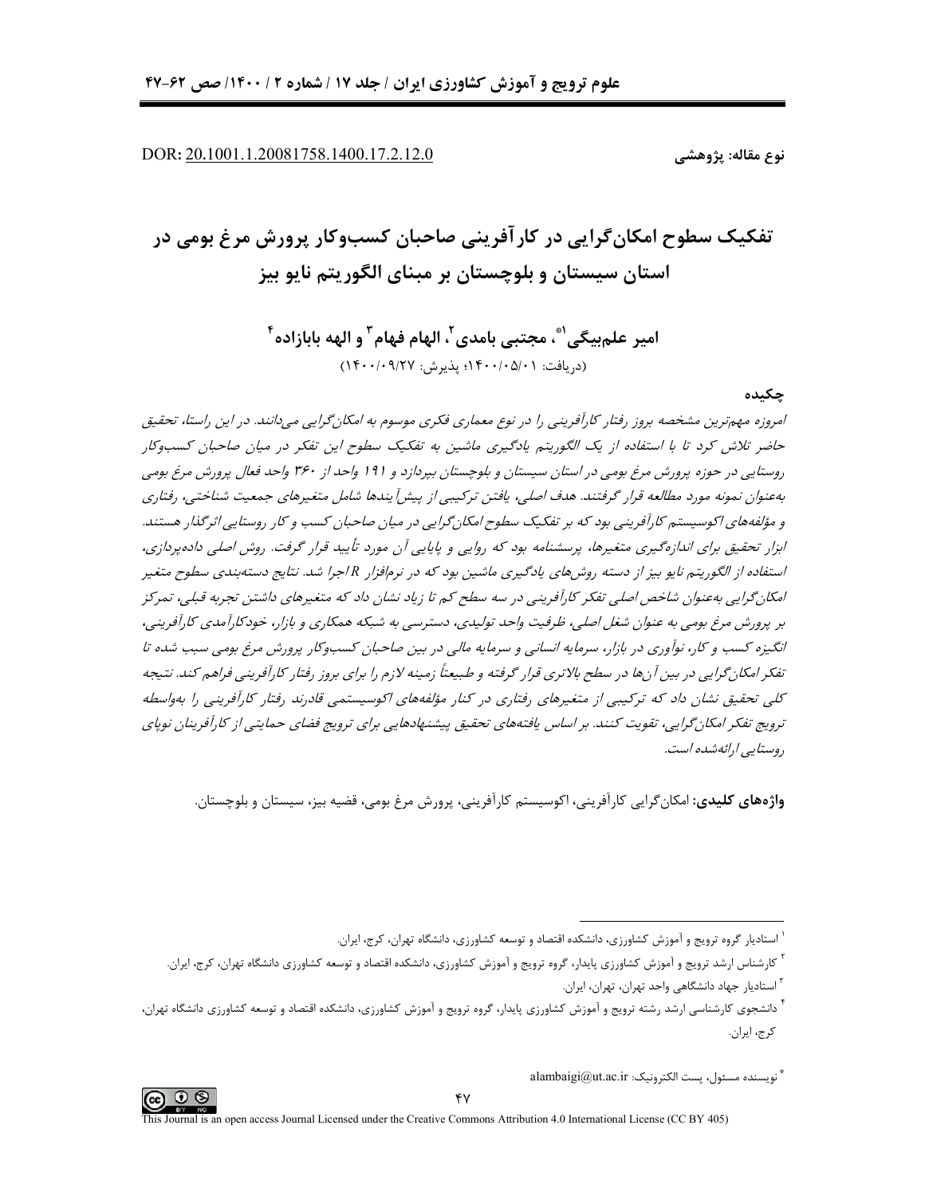نوع مقاله: پژوهشی

DOR: 20.1001.1.20081758.1400.17.2.12.0

# تفکیک سطوح امکان‌گرایی در کارآفرینی صاحبان کسب‌وکار پرورش مرغ بومی در استان سیستان و بلوچستان بر مبنای الگوریتم نایو بیز

**امیر علم‌بیگی[1]*، مجتبی بامدی[2]، الهام فهام[3] و الهه بابازاده[4]**

(دریافت: ۱۴۰۰/۰۵/۰۱؛ پذیرش: ۱۴۰۰/۰۹/۲۷)

## چکیده

*امروزه مهم‌ترین مشخصه بروز رفتار کارآفرینی را در نوع معماری فکری موسوم به امکان‌گرایی می‌دانند. در این راستا، تحقیق حاضر تلاش کرد تا با استفاده از یک الگوریتم یادگیری ماشین به تفکیک سطوح این تفکر در میان صاحبان کسب‌وکار روستایی در حوزه پرورش مرغ بومی در استان سیستان و بلوچستان بپردازد و ۱۹۱ واحد از ۳۶۰ واحد فعال پرورش مرغ بومی به‌عنوان نمونه مورد مطالعه قرار گرفتند. هدف اصلی، یافتن ترکیبی از پیش‌آیندها شامل متغیرهای جمعیت شناختی، رفتاری و مؤلفه‌های اکوسیستم کارآفرینی بود که بر تفکیک سطوح امکان‌گرایی در میان صاحبان کسب و کار روستایی اثرگذار هستند. ابزار تحقیق برای اندازه‌گیری متغیرها، پرسشنامه بود که روایی و پایایی آن مورد تأیید قرار گرفت. روش اصلی داده‌پردازی، استفاده از الگوریتم نایو بیز از دسته روش‌های یادگیری ماشین بود که در نرم‌افزار R اجرا شد. نتایج دسته‌بندی سطوح متغیر امکان‌گرایی به‌عنوان شاخص اصلی تفکر کارآفرینی در سه سطح کم تا زیاد نشان داد که متغیرهای داشتن تجربه قبلی، تمرکز بر پرورش مرغ بومی به عنوان شغل اصلی، ظرفیت واحد تولیدی، دسترسی به شبکه همکاری و بازار، خودکارآمدی کارآفرینی، انگیزه کسب و کار، نوآوری در بازار، سرمایه انسانی و سرمایه مالی در بین صاحبان کسب‌وکار پرورش مرغ بومی سبب شده تا تفکر امکان‌گرایی در بین آن‌ها در سطح بالاتری قرار گرفته و طبیعتاً زمینه لازم را برای بروز رفتار کارآفرینی فراهم کند. نتیجه کلی تحقیق نشان داد که ترکیبی از متغیرهای رفتاری در کنار مؤلفه‌های اکوسیستمی قادرند رفتار کارآفرینی را به‌واسطه ترویج تفکر امکان‌گرایی، تقویت کنند. بر اساس یافته‌های تحقیق پیشنهادهایی برای ترویج فضای حمایتی از کارآفرینان نوپای روستایی ارائه‌شده است.*

**واژه‌های کلیدی:** امکان‌گرایی کارآفرینی، اکوسیستم کارآفرینی، پرورش مرغ بومی، قضیه بیز، سیستان و بلوچستان.

---

[1] استادیار گروه ترویج و آموزش کشاورزی، دانشکده اقتصاد و توسعه کشاورزی، دانشگاه تهران، کرج، ایران.

[2] کارشناس ارشد ترویج و آموزش کشاورزی پایدار، گروه ترویج و آموزش کشاورزی، دانشکده اقتصاد و توسعه کشاورزی دانشگاه تهران، کرج، ایران.

[3] استادیار جهاد دانشگاهی واحد تهران، تهران، ایران.

[4] دانشجوی کارشناسی ارشد رشته ترویج و آموزش کشاورزی پایدار، گروه ترویج و آموزش کشاورزی، دانشکده اقتصاد و توسعه کشاورزی دانشگاه تهران، کرج، ایران.

* نویسنده مسئول، پست الکترونیک: alambaigi@ut.ac.ir

This Journal is an open access Journal Licensed under the Creative Commons Attribution 4.0 International License (CC BY 405)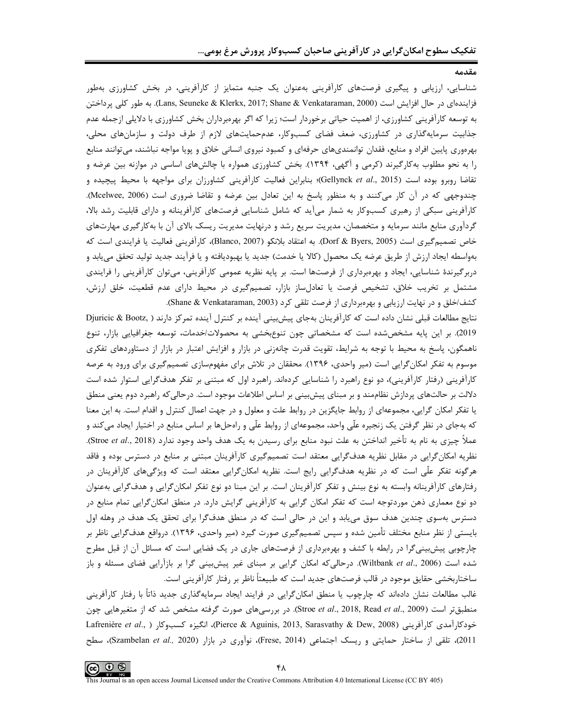## مقدمه

شناسایی، ارزیابی و پیگیری فرصت‌های کارآفرینی به‌عنوان یک جنبه متمایز از کارآفرینی، در بخش کشاورزی به‌طور فزاینده‌ای در حال افزایش است (Lans, Seuneke & Klerkx, 2017; Shane & Venkataraman, 2000). به طور کلی پرداختن به توسعه کارآفرینی کشاورزی، از اهمیت حیاتی برخوردار است؛ زیرا که اگر بهره‌برداران بخش کشاورزی با دلایلی ازجمله عدم جذابیت سرمایه‌گذاری در کشاورزی، ضعف فضای کسب‌وکار، عدم‌حمایت‌های لازم از طرف دولت و سازمان‌های محلی، بهره‌وری پایین افراد و منابع، فقدان توانمندی‌های حرفه‌ای و کمبود نیروی انسانی خلاق و پویا مواجه نباشند، می‌توانند منابع را به نحو مطلوب به‌کارگیرند (کرمی و آگهی، ۱۳۹۴). بخش کشاورزی همواره با چالش‌های اساسی در موازنه بین عرضه و تقاضا روبرو بوده است (Gellynck *et al*., 2015)؛ بنابراین فعالیت کارآفرینی کشاورزان برای مواجهه با محیط پیچیده و چندوجهی که در آن کار می‌کنند و به منظور پاسخ به این تعادل بین عرضه و تقاضا ضروری است (Mcelwee, 2006). کارآفرینی سبکی از رهبری کسب‌وکار به شمار می‌آید که شامل شناسایی فرصت‌های کارآفرینانه و دارای قابلیت رشد بالا، گردآوری منابع مانند سرمایه و متخصصان، مدیریت سریع رشد و درنهایت مدیریت ریسک بالای آن با به‌کارگیری مهارت‌های خاص تصمیم‌گیری است (Dorf & Byers, 2005). به اعتقاد بلانکو (Blanco, 2007)، کارآفرینی فعالیت یا فرایندی است که به‌واسطه ایجاد ارزش از طریق عرضه یک محصول (کالا یا خدمت) جدید یا بهبودیافته و یا فرآیند جدید تولید تحقق می‌یابد و دربرگیرندهٔ شناسایی، ایجاد و بهره‌برداری از فرصت‌ها است. بر پایه نظریه عمومی کارآفرینی، می‌توان کارآفرینی را فرایندی مشتمل بر تخریب خلاق، تشخیص فرصت یا تعادل‌ساز بازار، تصمیم‌گیری در محیط دارای عدم قطعیت، خلق ارزش، کشف/خلق و در نهایت ارزیابی و بهره‌برداری از فرصت تلقی کرد (Shane & Venkataraman, 2003).

نتایج مطالعات قبلی نشان داده است که کارآفرینان به‌جای پیش‌بینی آینده بر کنترل آینده تمرکز دارند (Djuricic & Bootz, 2019). بر این پایه مشخص‌شده است که مشخصاتی چون تنوع‌بخشی به محصولات/خدمات، توسعه جغرافیایی بازار، تنوع ناهمگون، پاسخ به محیط با توجه به شرایط، تقویت قدرت چانه‌زنی در بازار و افزایش اعتبار در بازار از دستاوردهای تفکری موسوم به تفکر امکان‌گرایی است (میر واحدی، ۱۳۹۶). محققان در تلاش برای مفهوم‌سازی تصمیم‌گیری برای ورود به عرصه کارآفرینی (رفتار کارآفرینی)، دو نوع راهبرد را شناسایی کرده‌اند. راهبرد اول که مبتنی بر تفکر هدف‌گرایی استوار شده است دلالت بر حالت‌های پردازش نظام‌مند و بر مبنای پیش‌بینی بر اساس اطلاعات موجود است. درحالی‌که راهبرد دوم یعنی منطق یا تفکر امکان گرایی، مجموعه‌ای از روابط جایگزین در روابط علت و معلول و در جهت اعمال کنترل و اقدام است. به این معنا که به‌جای در نظر گرفتن یک زنجیره علّی واحد، مجموعه‌ای از روابط علّی و راه‌حل‌ها بر اساس منابع در اختیار ایجاد می‌کند و عملاً چیزی به نام به تأخیر انداختن به علت نبود منابع برای رسیدن به یک هدف واحد وجود ندارد (Stroe *et al*., 2018). نظریه امکان‌گرایی در مقابل نظریه هدف‌گرایی معتقد است تصمیم‌گیری کارآفرینان مبتنی بر منابع در دسترس بوده و فاقد هرگونه تفکر علّی است که در نظریه هدف‌گرایی رایج است. نظریه امکان‌گرایی معتقد است که ویژگی‌های کارآفرینان در رفتارهای کارآفرینانه وابسته به نوع بینش و تفکر کارآفرینان است. بر این مبنا دو نوع تفکر امکان‌گرایی و هدف‌گرایی به‌عنوان دو نوع معماری ذهن موردتوجه است که تفکر امکان گرایی به کارآفرینی گرایش دارد. در منطق امکان‌گرایی تمام منابع در دسترس به‌سوی چندین هدف سوق می‌یابد و این در حالی است که در منطق هدف‌گرا برای تحقق یک هدف در وهله اول بایستی از نظر منابع مختلف تأمین شده و سپس تصمیم‌گیری صورت گیرد (میر واحدی، ۱۳۹۶). درواقع هدف‌گرایی ناظر بر چارچوبی پیش‌بینی‌گرا در رابطه با کشف و بهره‌برداری از فرصت‌های جاری در یک فضایی است که مسائل آن از قبل مطرح شده است (Wiltbank *et al*., 2006). درحالی‌که امکان گرایی بر مبنای غیر پیش‌بینی گرا بر بازآرایی فضای مسئله و باز ساختاربخشی حقایق موجود در قالب فرصت‌های جدید است که طبیعتاً ناظر بر رفتار کارآفرینی است.

غالب مطالعات نشان داده‌اند که چارچوب یا منطق امکان‌گرایی در فرایند ایجاد سرمایه‌گذاری جدید ذاتاً با رفتار کارآفرینی منطبق‌تر است (Stroe *et al*., 2018, Read *et al*., 2009). در بررسی‌های صورت گرفته مشخص شد که از متغیرهایی چون خودکارآمدی کارآفرینی (Pierce & Aguinis, 2013, Sarasvathy & Dew, 2008)، انگیزه کسب‌وکار (Lafrenière *et al*., 2011)، تلقی از ساختار حمایتی و ریسک اجتماعی (Frese, 2014)، نوآوری در بازار (Szambelan *et al*., 2020)، سطح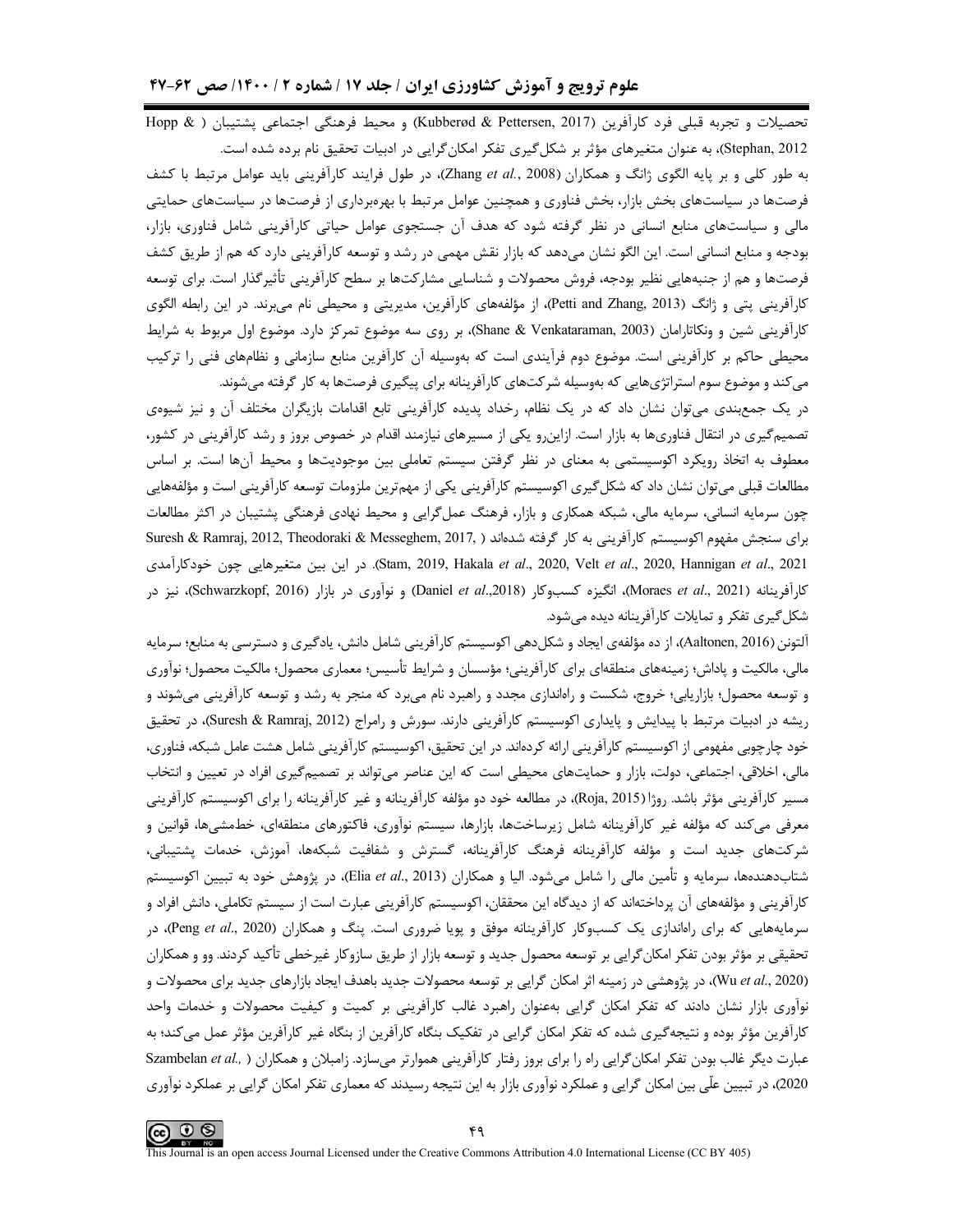تحصیلات و تجربه قبلی فرد کارآفرین (Kubberød & Pettersen, 2017) و محیط فرهنگی اجتماعی پشتیبان ( Hopp & Stephan, 2012)، به عنوان متغیرهای مؤثر بر شکل‌گیری تفکر امکان‌گرایی در ادبیات تحقیق نام برده شده است.

به طور کلی و بر پایه الگوی ژانگ و همکاران (Zhang *et al.*, 2008)، در طول فرایند کارآفرینی باید عوامل مرتبط با کشف فرصت‌ها در سیاست‌های بخش بازار، بخش فناوری و همچنین عوامل مرتبط با بهره‌برداری از فرصت‌ها در سیاست‌های حمایتی مالی و سیاست‌های منابع انسانی در نظر گرفته شود که هدف آن جستجوی عوامل حیاتی کارآفرینی شامل فناوری، بازار، بودجه و منابع انسانی است. این الگو نشان می‌دهد که بازار نقش مهمی در رشد و توسعه کارآفرینی دارد که هم از طریق کشف فرصت‌ها و هم از جنبه‌هایی نظیر بودجه، فروش محصولات و شناسایی مشارکت‌ها بر سطح کارآفرینی تأثیرگذار است. برای توسعه کارآفرینی پتی و ژانگ (Petti and Zhang, 2013)، از مؤلفه‌های کارآفرین، مدیریتی و محیطی نام می‌برند. در این رابطه الگوی کارآفرینی شین و ونکاتارامان (Shane & Venkataraman, 2003)، بر روی سه موضوع تمرکز دارد. موضوع اول مربوط به شرایط محیطی حاکم بر کارآفرینی است. موضوع دوم فرآیندی است که به‌وسیله آن کارآفرین منابع سازمانی و نظام‌های فنی را ترکیب می‌کند و موضوع سوم استراتژی‌هایی که به‌وسیله شرکت‌های کارآفرینانه برای پیگیری فرصت‌ها به کار گرفته می‌شوند.

در یک جمع‌بندی می‌توان نشان داد که در یک نظام، رخداد پدیده کارآفرینی تابع اقدامات بازیگران مختلف آن و نیز شیوه‌ی تصمیم‌گیری در انتقال فناوری‌ها به بازار است. ازاین‌رو یکی از مسیرهای نیازمند اقدام در خصوص بروز و رشد کارآفرینی در کشور، معطوف به اتخاذ رویکرد اکوسیستمی به معنای در نظر گرفتن سیستم تعاملی بین موجودیت‌ها و محیط آن‌ها است. بر اساس مطالعات قبلی می‌توان نشان داد که شکل‌گیری اکوسیستم کارآفرینی یکی از مهم‌ترین ملزومات توسعه کارآفرینی است و مؤلفه‌هایی چون سرمایه انسانی، سرمایه مالی، شبکه همکاری و بازار، فرهنگ عمل‌گرایی و محیط نهادی فرهنگی پشتیبان در اکثر مطالعات برای سنجش مفهوم اکوسیستم کارآفرینی به کار گرفته شده‌اند ( Suresh & Ramraj, 2012, Theodoraki & Messeghem, 2017, Stam, 2019, Hakala *et al*., 2020, Velt *et al*., 2020, Hannigan *et al*., 2021). در این بین متغیرهایی چون خودکارآمدی کارآفرینانه (Moraes *et al*., 2021)، انگیزه کسب‌وکار (Daniel *et al*.,2018) و نوآوری در بازار (Schwarzkopf, 2016)، نیز در شکل‌گیری تفکر و تمایلات کارآفرینانه دیده می‌شود.

آلتونن (Aaltonen, 2016)، از ده مؤلفه‌ی ایجاد و شکل‌دهی اکوسیستم کارآفرینی شامل دانش، یادگیری و دسترسی به منابع؛ سرمایه مالی، مالکیت و پاداش؛ زمینه‌های منطقه‌ای برای کارآفرینی؛ مؤسسان و شرایط تأسیس؛ معماری محصول؛ مالکیت محصول؛ نوآوری و توسعه محصول؛ بازاریابی؛ خروج، شکست و راه‌اندازی مجدد و راهبرد نام می‌برد که منجر به رشد و توسعه کارآفرینی می‌شوند و ریشه در ادبیات مرتبط با پیدایش و پایداری اکوسیستم کارآفرینی دارند. سورش و رامراج (Suresh & Ramraj, 2012)، در تحقیق خود چارچوبی مفهومی از اکوسیستم کارآفرینی ارائه کرده‌اند. در این تحقیق، اکوسیستم کارآفرینی شامل هشت عامل شبکه، فناوری، مالی، اخلاقی، اجتماعی، دولت، بازار و حمایت‌های محیطی است که این عناصر می‌تواند بر تصمیم‌گیری افراد در تعیین و انتخاب مسیر کارآفرینی مؤثر باشد. روژا (Roja, 2015)، در مطالعه خود دو مؤلفه کارآفرینانه و غیر کارآفرینانه را برای اکوسیستم کارآفرینی معرفی می‌کند که مؤلفه غیر کارآفرینانه شامل زیرساخت‌ها، بازارها، سیستم نوآوری، فاکتورهای منطقه‌ای، خط‌مشی‌ها، قوانین و شرکت‌های جدید است و مؤلفه کارآفرینانه فرهنگ کارآفرینانه، گسترش و شفافیت شبکه‌ها، آموزش، خدمات پشتیبانی، شتاب‌دهنده‌ها، سرمایه و تأمین مالی را شامل می‌شود. الیا و همکاران (Elia *et al*., 2013)، در پژوهش خود به تبیین اکوسیستم کارآفرینی و مؤلفه‌های آن پرداخته‌اند که از دیدگاه این محققان، اکوسیستم کارآفرینی عبارت است از سیستم تکاملی، دانش افراد و سرمایه‌هایی که برای راه‌اندازی یک کسب‌وکار کارآفرینانه موفق و پویا ضروری است. پنگ و همکاران (Peng *et al*., 2020)، در تحقیقی بر مؤثر بودن تفکر امکان‌گرایی بر توسعه محصول جدید و توسعه بازار از طریق سازوکار غیرخطی تأکید کردند. وو و همکاران (Wu *et al*., 2020)، در پژوهشی در زمینه اثر امکان گرایی بر توسعه محصولات جدید باهدف ایجاد بازارهای جدید برای محصولات و نوآوری بازار نشان دادند که تفکر امکان گرایی به‌عنوان راهبرد غالب کارآفرینی بر کمیت و کیفیت محصولات و خدمات واحد کارآفرین مؤثر بوده و نتیجه‌گیری شده که تفکر امکان گرایی در تفکیک بنگاه کارآفرین از بنگاه غیر کارآفرین مؤثر عمل می‌کند؛ به عبارت دیگر غالب بودن تفکر امکان‌گرایی راه را برای بروز رفتار کارآفرینی هموارتر می‌سازد. زامبلان و همکاران ( Szambelan *et al.*, 2020)، در تبیین علّی بین امکان گرایی و عملکرد نوآوری بازار به این نتیجه رسیدند که معماری تفکر امکان گرایی بر عملکرد نوآوری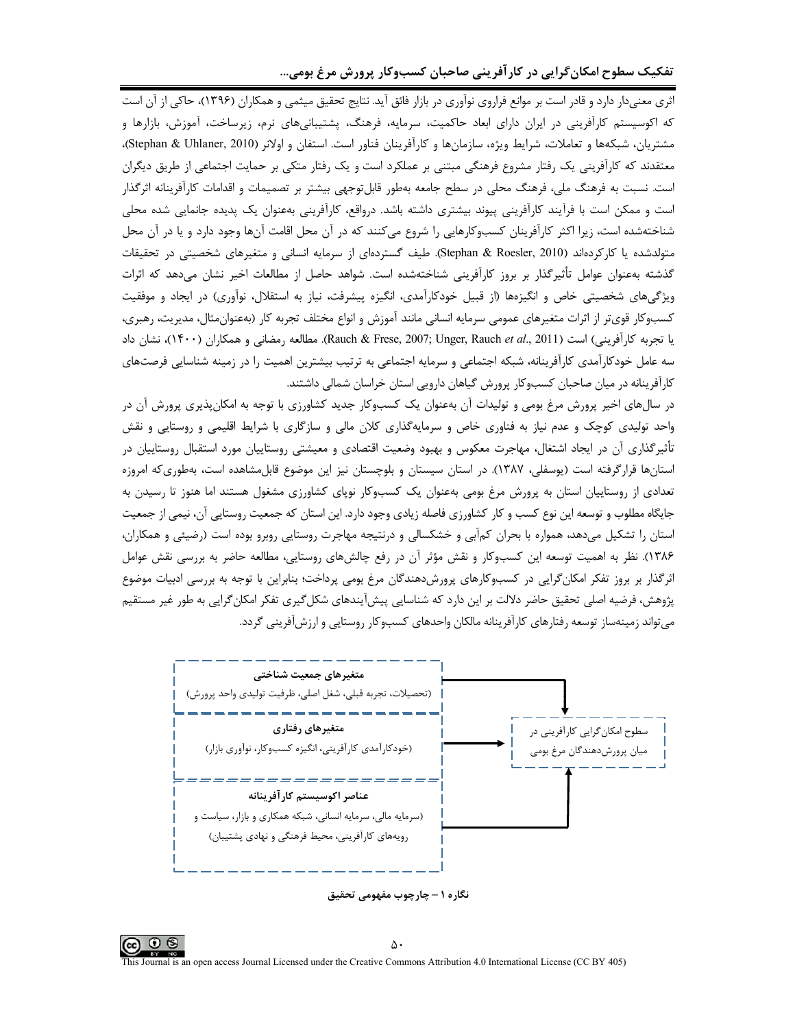اثری معنی‌دار دارد و قادر است بر موانع فراروی نوآوری در بازار فائق آید. نتایج تحقیق میثمی و همکاران (۱۳۹۶)، حاکی از آن است که اکوسیستم کارآفرینی در ایران دارای ابعاد حاکمیت، سرمایه، فرهنگ، پشتیبانی‌های نرم، زیرساخت، آموزش، بازارها و مشتریان، شبکه‌ها و تعاملات، شرایط ویژه، سازمان‌ها و کارآفرینان فناور است. استفان و اولانر (Stephan & Uhlaner, 2010)، معتقدند که کارآفرینی یک رفتار مشروع فرهنگی مبتنی بر عملکرد است و یک رفتار متکی بر حمایت اجتماعی از طریق دیگران است. نسبت به فرهنگ ملی، فرهنگ محلی در سطح جامعه به‌طور قابل‌توجهی بیشتر بر تصمیمات و اقدامات کارآفرینانه اثرگذار است و ممکن است با فرآیند کارآفرینی پیوند بیشتری داشته باشد. درواقع، کارآفرینی به‌عنوان یک پدیده جانمایی شده محلی شناخته‌شده است، زیرا اکثر کارآفرینان کسب‌وکارهایی را شروع می‌کنند که در آن محل اقامت آن‌ها وجود دارد و یا در آن محل متولدشده یا کارکرده‌اند (Stephan & Roesler, 2010). طیف گسترده‌ای از سرمایه انسانی و متغیرهای شخصیتی در تحقیقات گذشته به‌عنوان عوامل تأثیرگذار بر بروز کارآفرینی شناخته‌شده است. شواهد حاصل از مطالعات اخیر نشان می‌دهد که اثرات ویژگی‌های شخصیتی خاص و انگیزه‌ها (از قبیل خودکارآمدی، انگیزه پیشرفت، نیاز به استقلال، نوآوری) در ایجاد و موفقیت کسب‌وکار قوی‌تر از اثرات متغیرهای عمومی سرمایه انسانی مانند آموزش و انواع مختلف تجربه کار (به‌عنوان‌مثال، مدیریت، رهبری، یا تجربه کارآفرینی) است (Rauch & Frese, 2007; Unger, Rauch *et al*., 2011). مطالعه رمضانی و همکاران (۱۴۰۰)، نشان داد سه عامل خودکارآمدی کارآفرینانه، شبکه اجتماعی و سرمایه اجتماعی به ترتیب بیشترین اهمیت را در زمینه شناسایی فرصت‌های کارآفرینانه در میان صاحبان کسب‌وکار پرورش گیاهان دارویی استان خراسان شمالی داشتند.

در سال‌های اخیر پرورش مرغ بومی و تولیدات آن به‌عنوان یک کسب‌وکار جدید کشاورزی با توجه به امکان‌پذیری پرورش آن در واحد تولیدی کوچک و عدم نیاز به فناوری خاص و سرمایه‌گذاری کلان مالی و سازگاری با شرایط اقلیمی و روستایی و نقش تأثیرگذاری آن در ایجاد اشتغال، مهاجرت معکوس و بهبود وضعیت اقتصادی و معیشتی روستاییان مورد استقبال روستاییان در استان‌ها قرارگرفته است (یوسفلی، ۱۳۸۷). در استان سیستان و بلوچستان نیز این موضوع قابل‌مشاهده است، به‌طوری‌که امروزه تعدادی از روستاییان استان به پرورش مرغ بومی به‌عنوان یک کسب‌وکار نوپای کشاورزی مشغول هستند اما هنوز تا رسیدن به جایگاه مطلوب و توسعه این نوع کسب و کار کشاورزی فاصله زیادی وجود دارد. این استان که جمعیت روستایی آن، نیمی از جمعیت استان را تشکیل می‌دهد، همواره با بحران کم‌آبی و خشکسالی و درنتیجه مهاجرت روستایی روبرو بوده است (رضیئی و همکاران، ۱۳۸۶). نظر به اهمیت توسعه این کسب‌وکار و نقش مؤثر آن در رفع چالش‌های روستایی، مطالعه حاضر به بررسی نقش عوامل اثرگذار بر بروز تفکر امکان‌گرایی در کسب‌وکارهای پرورش‌دهندگان مرغ بومی پرداخت؛ بنابراین با توجه به بررسی ادبیات موضوع پژوهش، فرضیه اصلی تحقیق حاضر دلالت بر این دارد که شناسایی پیش‌آیندهای شکل‌گیری تفکر امکان‌گرایی به طور غیر مستقیم می‌تواند زمینه‌ساز توسعه رفتارهای کارآفرینانه مالکان واحدهای کسب‌وکار روستایی و ارزش‌آفرینی گردد.

**متغیرهای جمعیت شناختی**
(تحصیلات، تجربه قبلی، شغل اصلی، ظرفیت تولیدی واحد پرورش)

**متغیرهای رفتاری**
(خودکارآمدی کارآفرینی، انگیزه کسب‌وکار، نوآوری بازار)

**عناصر اکوسیستم کارآفرینانه**
(سرمایه مالی، سرمایه انسانی، شبکه همکاری و بازار، سیاست و رویه‌های کارآفرینی، محیط فرهنگی و نهادی پشتیبان)

سطوح امکان‌گرایی کارآفرینی در میان پرورش‌دهندگان مرغ بومی

**نگاره ۱ – چارچوب مفهومی تحقیق**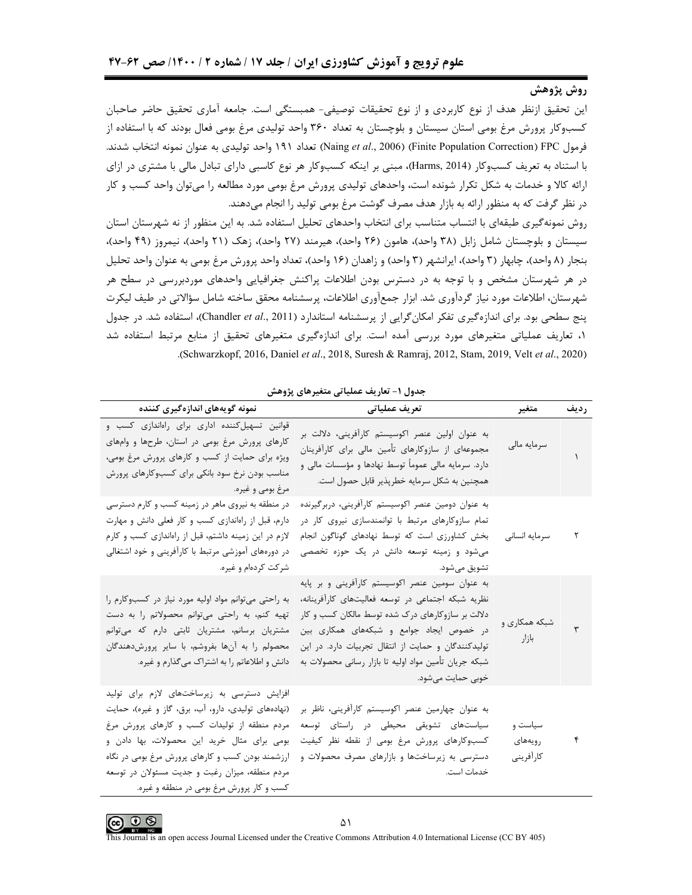## روش پژوهش

این تحقیق ازنظر هدف از نوع کاربردی و از نوع تحقیقات توصیفی- همبستگی است. جامعه آماری تحقیق حاضر صاحبان کسب‌وکار پرورش مرغ بومی استان سیستان و بلوچستان به تعداد ۳۶۰ واحد تولیدی مرغ بومی فعال بودند که با استفاده از فرمول Finite Population Correction) FPC) (Naing *et al*., 2006) تعداد ۱۹۱ واحد تولیدی به عنوان نمونه انتخاب شدند. با استناد به تعریف کسب‌وکار (Harms, 2014)، مبنی بر اینکه کسب‌وکار هر نوع کاسبی دارای تبادل مالی با مشتری در ازای ارائه کالا و خدمات به شکل تکرار شونده است، واحدهای تولیدی پرورش مرغ بومی مورد مطالعه را می‌توان واحد کسب و کار در نظر گرفت که به منظور ارائه به بازار هدف مصرف گوشت مرغ بومی تولید را انجام می‌دهند.

روش نمونه‌گیری طبقه‌ای با انتساب متناسب برای انتخاب واحدهای تحلیل استفاده شد. به این منظور از نه شهرستان استان سیستان و بلوچستان شامل زابل (۳۸ واحد)، هامون (۲۶ واحد)، هیرمند (۲۷ واحد)، زهک (۲۱ واحد)، نیمروز (۴۹ واحد)، بنجار (۸ واحد)، چابهار (۳ واحد)، ایرانشهر (۳ واحد) و زاهدان (۱۶ واحد)، تعداد واحد پرورش مرغ بومی به عنوان واحد تحلیل در هر شهرستان مشخص و با توجه به در دسترس بودن اطلاعات پراکنش جغرافیایی واحدهای موردبررسی در سطح هر شهرستان، اطلاعات مورد نیاز گردآوری شد. ابزار جمع‌آوری اطلاعات، پرسشنامه محقق ساخته شامل سؤالاتی در طیف لیکرت پنج سطحی بود. برای اندازه‌گیری تفکر امکان‌گرایی از پرسشنامه استاندارد (Chandler *et al*., 2011)، استفاده شد. در جدول ۱، تعاریف عملیاتی متغیرهای مورد بررسی آمده است. برای اندازه‌گیری متغیرهای تحقیق از منابع مرتبط استفاده شد (Schwarzkopf, 2016, Daniel *et al*., 2018, Suresh & Ramraj, 2012, Stam, 2019, Velt *et al*., 2020).

**جدول ۱- تعاریف عملیاتی متغیرهای پژوهش**

| ردیف | متغیر | تعریف عملیاتی | نمونه گویه‌های اندازه‌گیری کننده |
|---|---|---|---|
| ۱ | سرمایه مالی | به عنوان اولین عنصر اکوسیستم کارآفرینی، دلالت بر مجموعه‌ای از سازوکارهای تأمین مالی برای کارآفرینان دارد. سرمایه مالی عموماً توسط نهادها و مؤسسات مالی و همچنین به شکل سرمایه خطرپذیر قابل حصول است. | قوانین تسهیل‌کننده اداری برای راه‌اندازی کسب و کارهای پرورش مرغ بومی در استان، طرح‌ها و وام‌های ویژه برای حمایت از کسب و کارهای پرورش مرغ بومی، مناسب بودن نرخ سود بانکی برای کسب‌وکارهای پرورش مرغ بومی و غیره. |
| ۲ | سرمایه انسانی | به عنوان دومین عنصر اکوسیستم کارآفرینی، دربرگیرنده تمام سازوکارهای مرتبط با توانمندسازی نیروی کار در بخش کشاورزی است که توسط نهادهای گوناگون انجام می‌شود و زمینه توسعه دانش در یک حوزه تخصصی تشویق می‌شود. | در منطقه به نیروی ماهر در زمینه کسب و کارم دسترسی دارم، قبل از راه‌اندازی کسب و کار فعلی دانش و مهارت لازم در این زمینه داشتم، قبل از راه‌اندازی کسب و کارم در دوره‌های آموزشی مرتبط با کارآفرینی و خود اشتغالی شرکت کرده‌ام و غیره. |
| ۳ | شبکه همکاری و بازار | به عنوان سومین عنصر اکوسیستم کارآفرینی و بر پایه نظریه شبکه اجتماعی در توسعه فعالیت‌های کارآفرینانه، دلالت بر سازوکارهای درک شده توسط مالکان کسب و کار در خصوص ایجاد جوامع و شبکه‌های همکاری بین تولیدکنندگان و حمایت از انتقال تجربیات دارد. در این شبکه جریان تأمین مواد اولیه تا بازار رسانی محصولات به خوبی حمایت می‌شود. | به راحتی می‌توانم مواد اولیه مورد نیاز در کسب‌وکارم را تهیه کنم، به راحتی می‌توانم محصولاتم را به دست مشتریان برسانم، مشتریان ثابتی دارم که می‌توانم محصولم را به آن‌ها بفروشم، با سایر پرورش‌دهندگان دانش و اطلاعاتم را به اشتراک می‌گذارم و غیره. |
| ۴ | سیاست و رویه‌های کارآفرینی | به عنوان چهارمین عنصر اکوسیستم کارآفرینی، ناظر بر سیاست‌های تشویقی محیطی در راستای توسعه کسب‌وکارهای پرورش مرغ بومی از نقطه نظر کیفیت دسترسی به زیرساخت‌ها و بازارهای مصرف محصولات و خدمات است. | افزایش دسترسی به زیرساخت‌های لازم برای تولید (نهاده‌های تولیدی، دارو، آب، برق، گاز و غیره)، حمایت مردم منطقه از تولیدات کسب و کارهای پرورش مرغ بومی برای مثال خرید این محصولات، بها دادن و ارزشمند بودن کسب و کارهای پرورش مرغ بومی در نگاه مردم منطقه، میزان رغبت و جدیت مسئولان در توسعه کسب و کار پرورش مرغ بومی در منطقه و غیره. |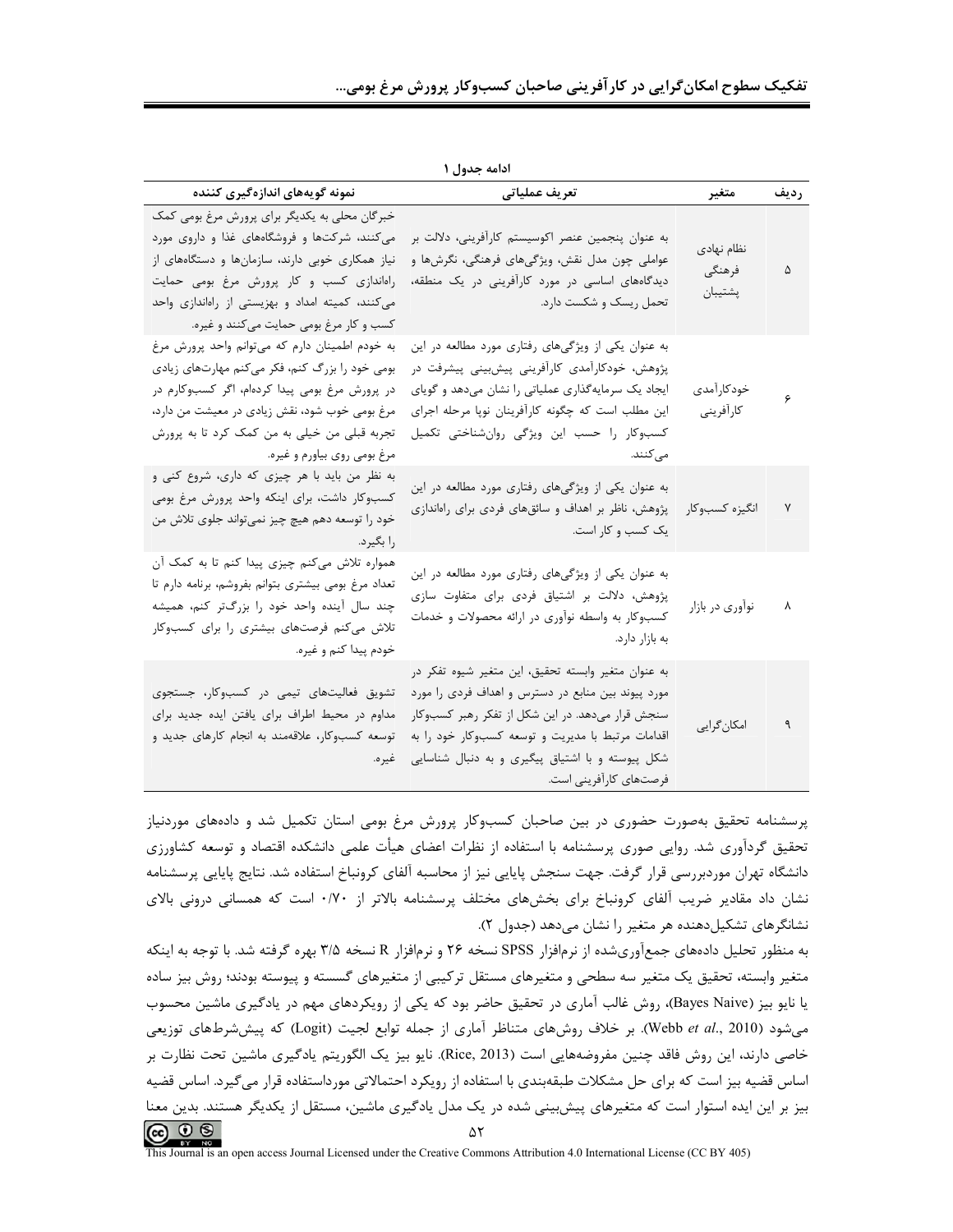ادامه جدول ۱

| ردیف | متغیر | تعریف عملیاتی | نمونه گویه‌های اندازه‌گیری کننده |
|---|---|---|---|
| ۵ | نظام نهادی فرهنگی پشتیبان | به عنوان پنجمین عنصر اکوسیستم کارآفرینی، دلالت بر عواملی چون مدل نقش، ویژگی‌های فرهنگی، نگرش‌ها و دیدگاه‌های اساسی در مورد کارآفرینی در یک منطقه، تحمل ریسک و شکست دارد. | خبرگان محلی به یکدیگر برای پرورش مرغ بومی کمک می‌کنند، شرکت‌ها و فروشگاه‌های غذا و داروی مورد نیاز همکاری خوبی دارند، سازمان‌ها و دستگاه‌های از راه‌اندازی کسب و کار پرورش مرغ بومی حمایت می‌کنند، کمیته امداد و بهزیستی از راه‌اندازی واحد کسب و کار مرغ بومی حمایت می‌کنند و غیره. |
| ۶ | خودکارآمدی کارآفرینی | به عنوان یکی از ویژگی‌های رفتاری مورد مطالعه در این پژوهش، خودکارآمدی کارآفرینی پیش‌بینی پیشرفت در ایجاد یک سرمایه‌گذاری عملیاتی را نشان می‌دهد و گویای این مطلب است که چگونه کارآفرینان نوپا مرحله اجرای کسب‌وکار را حسب این ویژگی روان‌شناختی تکمیل می‌کنند. | به خودم اطمینان دارم که می‌توانم واحد پرورش مرغ بومی خود را بزرگ کنم، فکر می‌کنم مهارت‌های زیادی در پرورش مرغ بومی پیدا کرده‌ام، اگر کسب‌وکارم در مرغ بومی خوب شود، نقش زیادی در معیشت من دارد، تجربه قبلی من خیلی به من کمک کرد تا به پرورش مرغ بومی روی بیاورم و غیره. |
| ۷ | انگیزه کسب‌وکار | به عنوان یکی از ویژگی‌های رفتاری مورد مطالعه در این پژوهش، ناظر بر اهداف و سائق‌های فردی برای راه‌اندازی یک کسب و کار است. | به نظر من باید با هر چیزی که داری، شروع کنی و کسب‌وکار داشت، برای اینکه واحد پرورش مرغ بومی خود را توسعه دهم هیچ چیز نمی‌تواند جلوی تلاش من را بگیرد. |
| ۸ | نوآوری در بازار | به عنوان یکی از ویژگی‌های رفتاری مورد مطالعه در این پژوهش، دلالت بر اشتیاق فردی برای متفاوت سازی کسب‌وکار به واسطه نوآوری در ارائه محصولات و خدمات به بازار دارد. | همواره تلاش می‌کنم چیزی پیدا کنم تا به کمک آن تعداد مرغ بومی بیشتری بتوانم بفروشم، برنامه دارم تا چند سال آینده واحد خود را بزرگ‌تر کنم، همیشه تلاش می‌کنم فرصت‌های بیشتری را برای کسب‌وکار خودم پیدا کنم و غیره. |
| ۹ | امکان‌گرایی | به عنوان متغیر وابسته تحقیق، این متغیر شیوه تفکر در مورد پیوند بین منابع در دسترس و اهداف فردی را مورد سنجش قرار می‌دهد. در این شکل از تفکر رهبر کسب‌وکار اقدامات مرتبط با مدیریت و توسعه کسب‌وکار خود را به شکل پیوسته و با اشتیاق پیگیری و به دنبال شناسایی فرصت‌های کارآفرینی است. | تشویق فعالیت‌های تیمی در کسب‌وکار، جستجوی مداوم در محیط اطراف برای یافتن ایده جدید برای توسعه کسب‌وکار، علاقه‌مند به انجام کارهای جدید و غیره. |

پرسشنامه تحقیق به‌صورت حضوری در بین صاحبان کسب‌وکار پرورش مرغ بومی استان تکمیل شد و داده‌های موردنیاز تحقیق گردآوری شد. روایی صوری پرسشنامه با استفاده از نظرات اعضای هیأت علمی دانشکده اقتصاد و توسعه کشاورزی دانشگاه تهران موردبررسی قرار گرفت. جهت سنجش پایایی نیز از محاسبه آلفای کرونباخ استفاده شد. نتایج پایایی پرسشنامه نشان داد مقادیر ضریب آلفای کرونباخ برای بخش‌های مختلف پرسشنامه بالاتر از ۰/۷۰ است که همسانی درونی بالای نشانگرهای تشکیل‌دهنده هر متغیر را نشان می‌دهد (جدول ۲).

به منظور تحلیل داده‌های جمع‌آوری‌شده از نرم‌افزار SPSS نسخه ۲۶ و نرم‌افزار R نسخه ۳/۵ بهره گرفته شد. با توجه به اینکه متغیر وابسته، تحقیق یک متغیر سه سطحی و متغیرهای مستقل ترکیبی از متغیرهای گسسته و پیوسته بودند؛ روش بیز ساده یا نایو بیز (Bayes Naive)، روش غالب آماری در تحقیق حاضر بود که یکی از رویکردهای مهم در یادگیری ماشین محسوب می‌شود (Webb *et al*., 2010). بر خلاف روش‌های متناظر آماری از جمله توابع لجیت (Logit) که پیش‌شرط‌های توزیعی خاصی دارند، این روش فاقد چنین مفروضه‌هایی است (Rice, 2013). نایو بیز یک الگوریتم یادگیری ماشین تحت نظارت بر اساس قضیه بیز است که برای حل مشکلات طبقه‌بندی با استفاده از رویکرد احتمالاتی مورداستفاده قرار می‌گیرد. اساس قضیه بیز بر این ایده استوار است که متغیرهای پیش‌بینی شده در یک مدل یادگیری ماشین، مستقل از یکدیگر هستند. بدین معنا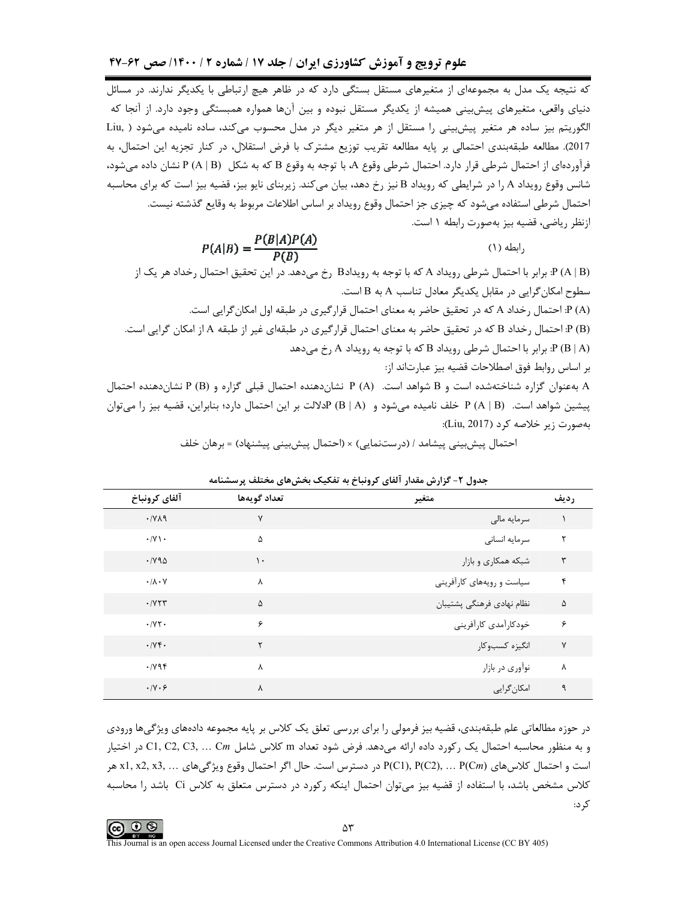که نتیجه یک مدل به مجموعه‌ای از متغیرهای مستقل بستگی دارد که در ظاهر هیچ ارتباطی با یکدیگر ندارند. در مسائل دنیای واقعی، متغیرهای پیش‌بینی همیشه از یکدیگر مستقل نبوده و بین آن‌ها همواره همبستگی وجود دارد. از آنجا که الگوریتم بیز ساده هر متغیر پیش‌بینی را مستقل از هر متغیر دیگر در مدل محسوب می‌کند، ساده نامیده می‌شود (Liu, 2017). مطالعه طبقه‌بندی احتمالی بر پایه مطالعه تقریب توزیع مشترک با فرض استقلال، در کنار تجزیه این احتمال، به فرآورده‌ای از احتمال شرطی قرار دارد. احتمال شرطی وقوع A، با توجه به وقوع B که به شکل P (A | B) نشان داده می‌شود، شانس وقوع رویداد A را در شرایطی که رویداد B نیز رخ دهد، بیان می‌کند. زیربنای نایو بیز، قضیه بیز است که برای محاسبه احتمال شرطی استفاده می‌شود که چیزی جز احتمال وقوع رویداد بر اساس اطلاعات مربوط به وقایع گذشته نیست.

ازنظر ریاضی، قضیه بیز به‌صورت رابطه ۱ است.

$$P(A|B) = \frac{P(B|A)P(A)}{P(B)} \quad \text{(۱) رابطه}$$

P (A | B): برابر با احتمال شرطی رویداد A که با توجه به رویدادB رخ می‌دهد. در این تحقیق احتمال رخداد هر یک از سطوح امکان‌گرایی در مقابل یکدیگر معادل تناسب A به B است.

P (A): احتمال رخداد A که در تحقیق حاضر به معنای احتمال قرارگیری در طبقه اول امکان‌گرایی است.

P (B): احتمال رخداد B که در تحقیق حاضر به معنای احتمال قرارگیری در طبقه‌ای غیر از طبقه A از امکان گرایی است.

P (B | A): برابر با احتمال شرطی رویداد B که با توجه به رویداد A رخ می‌دهد

بر اساس روابط فوق اصطلاحات قضیه بیز عبارت‌اند از:

A به‌عنوان گزاره شناخته‌شده است و B شواهد است. P (A) نشان‌دهنده احتمال قبلی گزاره و P (B) نشان‌دهنده احتمال پیشین شواهد است. P (A | B) خلف نامیده می‌شود و P (B | A)دلالت بر این احتمال دارد؛ بنابراین، قضیه بیز را می‌توان به‌صورت زیر خلاصه کرد (Liu, 2017):

احتمال پیش‌بینی پیشامد / (درست‌نمایی) × (احتمال پیش‌بینی پیشنهاد) = برهان خلف

جدول ۲- گزارش مقدار آلفای کرونباخ به تفکیک بخش‌های مختلف پرسشنامه

| ردیف | متغیر | تعداد گویه‌ها | آلفای کرونباخ |
|---|---|---|---|
| ۱ | سرمایه مالی | ۷ | ۰/۷۸۹ |
| ۲ | سرمایه انسانی | ۵ | ۰/۷۱۰ |
| ۳ | شبکه همکاری و بازار | ۱۰ | ۰/۷۹۵ |
| ۴ | سیاست و رویه‌های کارآفرینی | ۸ | ۰/۸۰۷ |
| ۵ | نظام نهادی فرهنگی پشتیبان | ۵ | ۰/۷۲۳ |
| ۶ | خودکارآمدی کارآفرینی | ۶ | ۰/۷۲۰ |
| ۷ | انگیزه کسب‌وکار | ۲ | ۰/۷۴۰ |
| ۸ | نوآوری در بازار | ۸ | ۰/۷۹۴ |
| ۹ | امکان‌گرایی | ۸ | ۰/۷۰۶ |

در حوزه مطالعاتی علم طبقه‌بندی، قضیه بیز فرمولی را برای بررسی تعلق یک کلاس بر پایه مجموعه داده‌های ویژگی‌ها ورودی و به منظور محاسبه احتمال یک رکورد داده ارائه می‌دهد. فرض شود تعداد m کلاس شامل $C1, C2, C3, \dots Cm$ در اختیار است و احتمال کلاس‌های $P(C1), P(C2), \dots P(Cm)$ در دسترس است. حال اگر احتمال وقوع ویژگی‌های $x1, x2, x3, \dots$ هر کلاس مشخص باشد، با استفاده از قضیه بیز می‌توان احتمال اینکه رکورد در دسترس متعلق به کلاس Ci باشد را محاسبه کرد: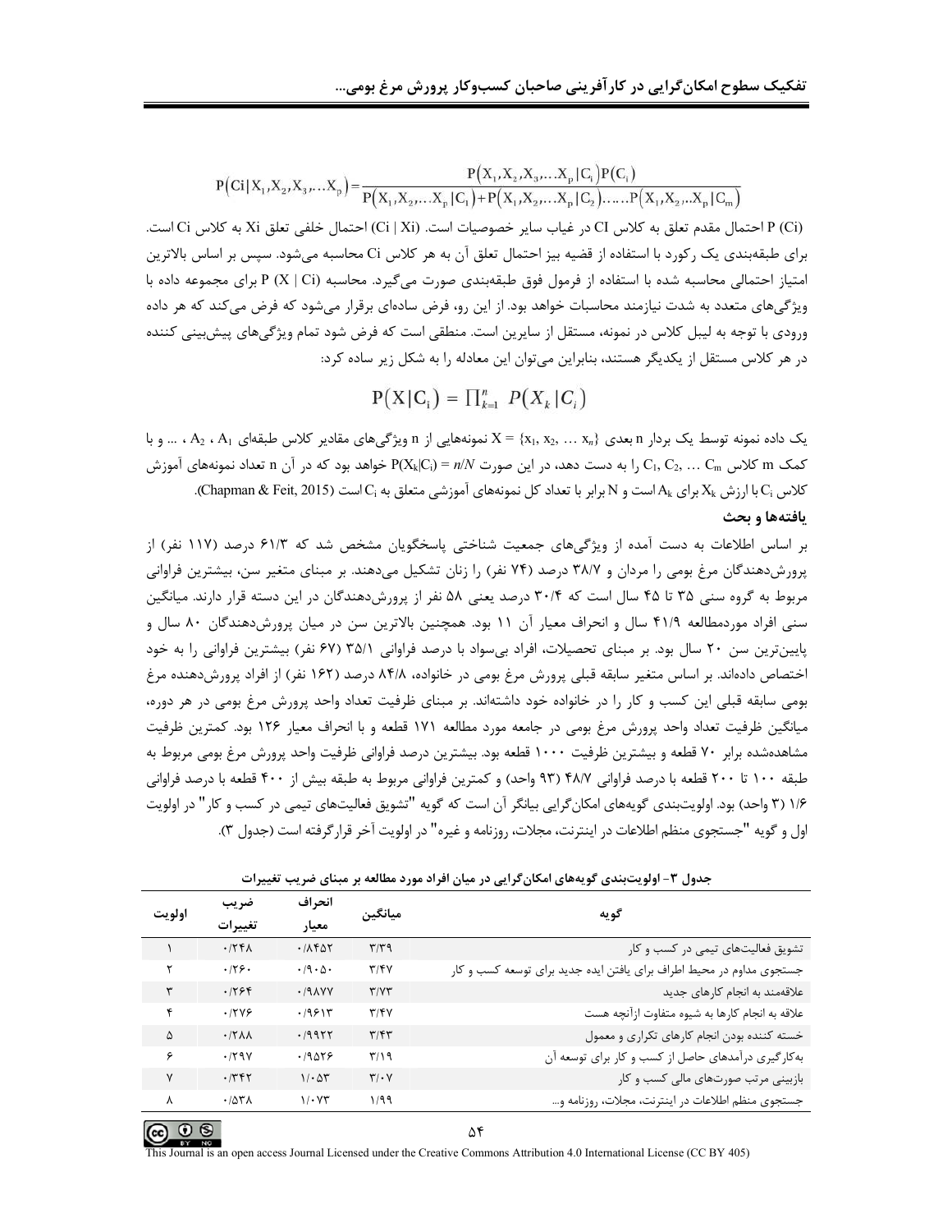$$P\left(Ci|X_1,X_2,X_3,\ldots X_p\right)=\frac{P\left(X_1,X_2,X_3,\ldots X_p|C_i\right)P\left(C_i\right)}{P\left(X_1,X_2,\ldots X_p|C_1\right)+P\left(X_1,X_2,\ldots X_p|C_2\right)\ldots\ldots P\left(X_1,X_2,\ldots X_p|C_m\right)}$$

P (Ci) احتمال مقدم تعلق به کلاس CI در غیاب سایر خصوصیات است. (Ci | Xi) احتمال خلفی تعلق Xi به کلاس Ci است. برای طبقه‌بندی یک رکورد با استفاده از قضیه بیز احتمال تعلق آن به هر کلاس Ci محاسبه می‌شود. سپس بر اساس بالاترین امتیاز احتمالی محاسبه شده با استفاده از فرمول فوق طبقه‌بندی صورت می‌گیرد. محاسبه P (X | Ci) برای مجموعه داده با ویژگی‌های متعدد به شدت نیازمند محاسبات خواهد بود. از این رو، فرض ساده‌ای برقرار می‌شود که فرض می‌کند که هر داده ورودی با توجه به لیبل کلاس در نمونه، مستقل از سایرین است. منطقی است که فرض شود تمام ویژگی‌های پیش‌بینی کننده در هر کلاس مستقل از یکدیگر هستند، بنابراین می‌توان این معادله را به شکل زیر ساده کرد:

$$P\left(X|C_i\right)=\prod_{k=1}^{n} P\left(X_k|C_i\right)$$

یک داده نمونه توسط یک بردار n بعدی $X = \{x_1, x_2, \ldots x_n\}$ نمونه‌هایی از n ویژگی‌های مقادیر کلاس طبقه‌ای $A_1$ ، $A_2$ ، ... و با کمک m کلاس $C_1, C_2, \ldots C_m$ را به دست دهد، در این صورت $P(X_k|C_i) = n/N$ خواهد بود که در آن n تعداد نمونه‌های آموزش کلاس $C_i$ با ارزش $X_k$ برای $A_k$ است و N برابر با تعداد کل نمونه‌های آموزشی متعلق به $C_i$ است (Chapman & Feit, 2015).

## یافته‌ها و بحث

بر اساس اطلاعات به دست آمده از ویژگی‌های جمعیت شناختی پاسخگویان مشخص شد که ۶۱/۳ درصد (۱۱۷ نفر) از پرورش‌دهندگان مرغ بومی را مردان و ۳۸/۷ درصد (۷۴ نفر) را زنان تشکیل می‌دهند. بر مبنای متغیر سن، بیشترین فراوانی مربوط به گروه سنی ۳۵ تا ۴۵ سال است که ۳۰/۴ درصد یعنی ۵۸ نفر از پرورش‌دهندگان در این دسته قرار دارند. میانگین سنی افراد موردمطالعه ۴۱/۹ سال و انحراف معیار آن ۱۱ بود. همچنین بالاترین سن در میان پرورش‌دهندگان ۸۰ سال و پایین‌ترین سن ۲۰ سال بود. بر مبنای تحصیلات، افراد بی‌سواد با درصد فراوانی ۳۵/۱ (۶۷ نفر) بیشترین فراوانی را به خود اختصاص داده‌اند. بر اساس متغیر سابقه قبلی پرورش مرغ بومی در خانواده، ۸۴/۸ درصد (۱۶۲ نفر) از افراد پرورش‌دهنده مرغ بومی سابقه قبلی این کسب و کار را در خانواده خود داشته‌اند. بر مبنای ظرفیت تعداد واحد پرورش مرغ بومی در هر دوره، میانگین ظرفیت تعداد واحد پرورش مرغ بومی در جامعه مورد مطالعه ۱۷۱ قطعه و با انحراف معیار ۱۲۶ بود. کمترین ظرفیت مشاهده‌شده برابر ۷۰ قطعه و بیشترین ظرفیت ۱۰۰۰ قطعه بود. بیشترین درصد فراوانی ظرفیت واحد پرورش مرغ بومی مربوط به طبقه ۱۰۰ تا ۲۰۰ قطعه با درصد فراوانی ۴۸/۷ (۹۳ واحد) و کمترین فراوانی مربوط به طبقه بیش از ۴۰۰ قطعه با درصد فراوانی ۱/۶ (۳ واحد) بود. اولویت‌بندی گویه‌های امکان‌گرایی بیانگر آن است که گویه "تشویق فعالیت‌های تیمی در کسب و کار" در اولویت اول و گویه "جستجوی منظم اطلاعات در اینترنت، مجلات، روزنامه و غیره" در اولویت آخر قرارگرفته است (جدول ۳).

جدول ۳- اولویت‌بندی گویه‌های امکان‌گرایی در میان افراد مورد مطالعه بر مبنای ضریب تغییرات

| گویه | میانگین | انحراف معیار | ضریب تغییرات | اولویت |
|---|---|---|---|---|
| تشویق فعالیت‌های تیمی در کسب و کار | ۳/۳۹ | ۰/۸۴۵۲ | ۰/۲۴۸ | ۱ |
| جستجوی مداوم در محیط اطراف برای یافتن ایده جدید برای توسعه کسب و کار | ۳/۴۷ | ۰/۹۰۵۰ | ۰/۲۶۰ | ۲ |
| علاقه‌مند به انجام کارهای جدید | ۳/۷۳ | ۰/۹۸۷۷ | ۰/۲۶۴ | ۳ |
| علاقه به انجام کارها به شیوه متفاوت ازآنچه هست | ۳/۴۷ | ۰/۹۶۱۳ | ۰/۲۷۶ | ۴ |
| خسته کننده بودن انجام کارهای تکراری و معمول | ۳/۴۳ | ۰/۹۹۲۲ | ۰/۲۸۸ | ۵ |
| به‌کارگیری درآمدهای حاصل از کسب و کار برای توسعه آن | ۳/۱۹ | ۰/۹۵۲۶ | ۰/۲۹۷ | ۶ |
| بازبینی مرتب صورت‌های مالی کسب و کار | ۳/۰۷ | ۱/۰۵۳ | ۰/۳۴۲ | ۷ |
| جستجوی منظم اطلاعات در اینترنت، مجلات، روزنامه و... | ۱/۹۹ | ۱/۰۷۳ | ۰/۵۳۸ | ۸ |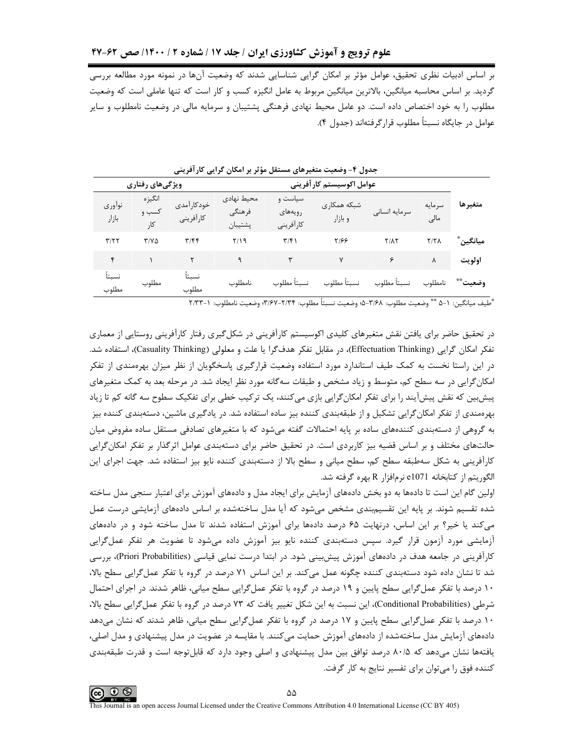بر اساس ادبیات نظری تحقیق، عوامل مؤثر بر امکان گرایی شناسایی شدند که وضعیت آن‌ها در نمونه مورد مطالعه بررسی گردید. بر اساس محاسبه میانگین، بالاترین میانگین مربوط به عامل انگیزه کسب و کار است که تنها عاملی است که وضعیت مطلوب را به خود اختصاص داده است. دو عامل محیط نهادی فرهنگی پشتیبان و سرمایه مالی در وضعیت نامطلوب و سایر عوامل در جایگاه نسبتاً مطلوب قرارگرفته‌اند (جدول ۴).

جدول ۴- وضعیت متغیرهای مستقل مؤثر بر امکان گرایی کارآفرینی

| متغیرها | عوامل اکوسیستم کارآفرینی | | | | | ویژگی‌های رفتاری | | |
|---|---|---|---|---|---|---|---|---|
| | سرمایه مالی | سرمایه انسانی | شبکه همکاری و بازار | سیاست و رویه‌های کارآفرینی | محیط نهادی فرهنگی پشتیبان | خودکارآمدی کارآفرینی | انگیزه کسب و کار | نوآوری بازار |
| میانگین* | ۲/۲۸ | ۲/۸۲ | ۲/۶۶ | ۳/۴۱ | ۲/۱۹ | ۳/۴۴ | ۳/۷۵ | ۳/۲۲ |
| اولویت | ۸ | ۶ | ۷ | ۳ | ۹ | ۲ | ۱ | ۴ |
| وضعیت** | نامطلوب | نسبتاً مطلوب | نسبتاً مطلوب | نسبتاً مطلوب | نامطلوب | نسبتاً مطلوب | مطلوب | نسبتاً مطلوب |

*طیف میانگین: ۱-۵ ** وضعیت مطلوب: ۳/۶۸-۵؛ وضعیت نسبتاً مطلوب: ۲/۳۴-۳/۶۷؛ وضعیت نامطلوب: ۱-۲/۳۳

در تحقیق حاضر برای یافتن نقش متغیرهای کلیدی اکوسیستم کارآفرینی در شکل‌گیری رفتار کارآفرینی روستایی از معماری تفکر امکان گرایی (Effectuation Thinking)، در مقابل تفکر هدف‌گرا یا علت و معلولی (Casuality Thinking)، استفاده شد. در این راستا نخست به کمک طیف استاندارد مورد استفاده وضعیت قرارگیری پاسخگویان از نظر میزان بهره‌مندی از تفکر امکان‌گرایی در سه سطح کم، متوسط و زیاد مشخص و طبقات سه‌گانه مورد نظر ایجاد شد. در مرحله بعد به کمک متغیرهای پیش‌بین که نقش پیش‌آیند را برای تفکر امکان‌گرایی بازی می‌کنند، یک ترکیب خطی برای تفکیک سطوح سه گانه کم تا زیاد بهره‌مندی از تفکر امکان‌گرایی تشکیل و از طبقه‌بندی کننده بیز ساده استفاده شد. در یادگیری ماشین، دسته‌بندی کننده بیز به گروهی از دسته‌بندی کننده‌های ساده بر پایه احتمالات گفته می‌شود که با متغیرهای تصادفی مستقل ساده مفروض میان حالت‌های مختلف و بر اساس قضیه بیز کاربردی است. در تحقیق حاضر برای دسته‌بندی عوامل اثرگذار بر تفکر امکان‌گرایی کارآفرینی به شکل سه‌طبقه سطح کم، سطح میانی و سطح بالا از دسته‌بندی کننده نایو بیز استفاده شد. جهت اجرای این الگوریتم از کتابخانه e1071 نرم‌افزار R بهره گرفته شد.

اولین گام این است تا داده‌ها به دو بخش داده‌های آزمایش برای ایجاد مدل و داده‌های آموزش برای اعتبار سنجی مدل ساخته شده تقسیم شوند. بر پایه این تقسیم‌بندی مشخص می‌شود که آیا مدل ساخته‌شده بر اساس داده‌های آزمایشی درست عمل می‌کند یا خیر؟ بر این اساس، درنهایت ۶۵ درصد داده‌ها برای آموزش استفاده شدند تا مدل ساخته شود و در داده‌های آزمایشی مورد آزمون قرار گیرد. سپس دسته‌بندی کننده نایو بیز آموزش داده می‌شود تا عضویت هر تفکر عمل‌گرایی کارآفرینی در جامعه هدف در داده‌های آموزش پیش‌بینی شود. در ابتدا درست نمایی قیاسی (Priori Probabilities)، بررسی شد تا نشان داده شود دسته‌بندی کننده چگونه عمل می‌کند. بر این اساس ۷۱ درصد در گروه با تفکر عمل‌گرایی سطح بالا، ۱۰ درصد با تفکر عمل‌گرایی سطح پایین و ۱۹ درصد در گروه با تفکر عمل‌گرایی سطح میانی، ظاهر شدند. در اجرای احتمال شرطی (Conditional Probabilities)، این نسبت به این شکل تغییر یافت که ۷۳ درصد در گروه با تفکر عمل‌گرایی سطح بالا، ۱۰ درصد با تفکر عمل‌گرایی سطح پایین و ۱۷ درصد در گروه با تفکر عمل‌گرایی سطح میانی، ظاهر شدند که نشان می‌دهد داده‌های آزمایش مدل ساخته‌شده از داده‌های آموزش حمایت می‌کنند. با مقایسه در عضویت در مدل پیشنهادی و مدل اصلی، یافته‌ها نشان می‌دهد که ۸۰/۵ درصد توافق بین مدل پیشنهادی و اصلی وجود دارد که قابل‌توجه است و قدرت طبقه‌بندی کننده فوق را می‌توان برای تفسیر نتایج به کار گرفت.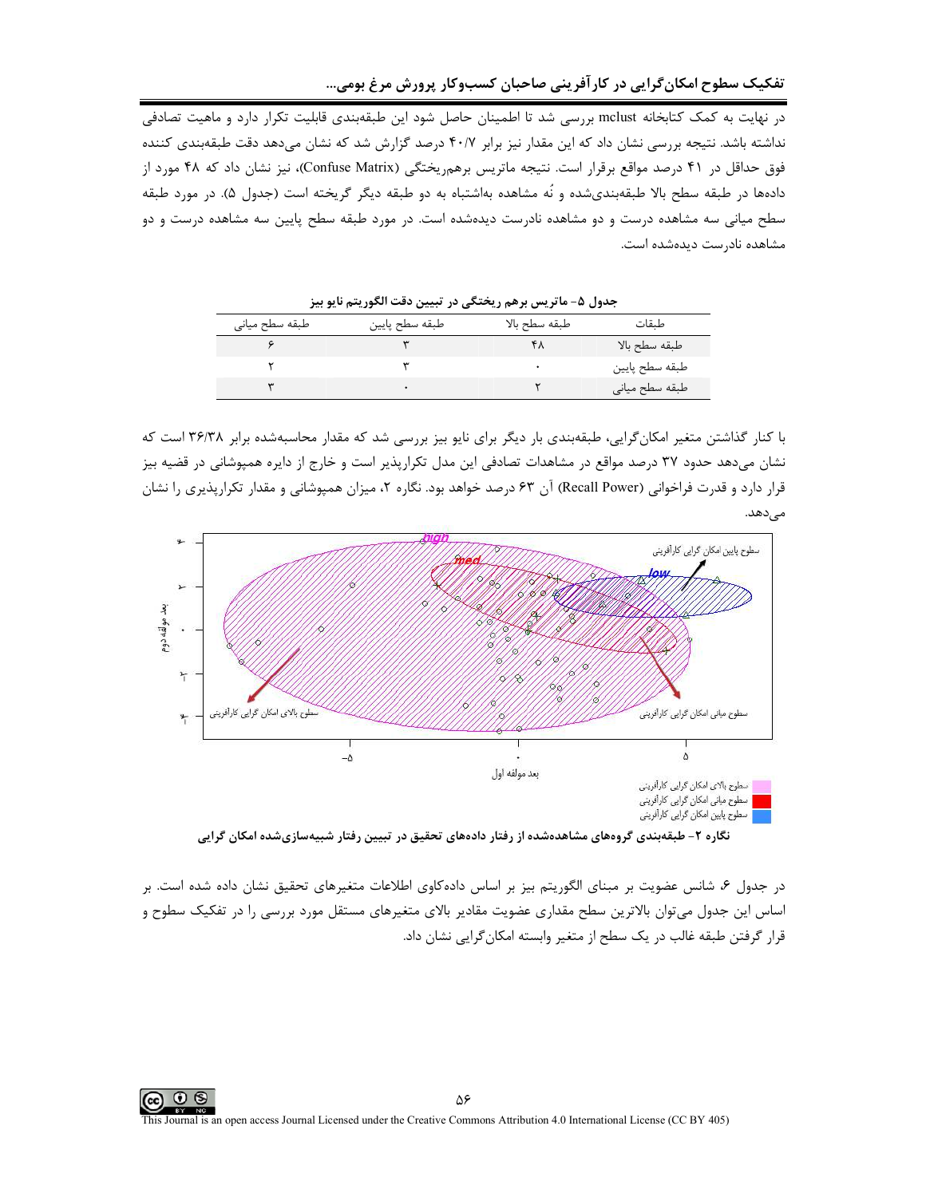در نهایت به کمک کتابخانه mclust بررسی شد تا اطمینان حاصل شود این طبقه‌بندی قابلیت تکرار دارد و ماهیت تصادفی نداشته باشد. نتیجه بررسی نشان داد که این مقدار نیز برابر ۴۰/۷ درصد گزارش شد که نشان می‌دهد دقت طبقه‌بندی کننده فوق حداقل در ۴۱ درصد مواقع برقرار است. نتیجه ماتریس برهم‌ریختگی (Confuse Matrix)، نیز نشان داد که ۴۸ مورد از داده‌ها در طبقه سطح بالا طبقه‌بندی‌شده و نُه مشاهده به‌اشتباه به دو طبقه دیگر گریخته است (جدول ۵). در مورد طبقه سطح میانی سه مشاهده درست و دو مشاهده نادرست دیده‌شده است. در مورد طبقه سطح پایین سه مشاهده درست و دو مشاهده نادرست دیده‌شده است.

**جدول ۵- ماتریس برهم ریختگی در تبیین دقت الگوریتم نایو بیز**

| طبقات | طبقه سطح بالا | طبقه سطح پایین | طبقه سطح میانی |
|---|---|---|---|
| طبقه سطح بالا | ۴۸ | ۳ | ۶ |
| طبقه سطح پایین | ۰ | ۳ | ۲ |
| طبقه سطح میانی | ۲ | ۰ | ۳ |

با کنار گذاشتن متغیر امکان‌گرایی، طبقه‌بندی بار دیگر برای نایو بیز بررسی شد که مقدار محاسبه‌شده برابر ۳۶/۳۸ است که نشان می‌دهد حدود ۳۷ درصد مواقع در مشاهدات تصادفی این مدل تکرارپذیر است و خارج از دایره همپوشانی در قضیه بیز قرار دارد و قدرت فراخوانی (Recall Power) آن ۶۳ درصد خواهد بود. نگاره ۲، میزان همپوشانی و مقدار تکرارپذیری را نشان می‌دهد.

high
med
low
سطوح پایین امکان گرایی کارآفرینی
سطوح بالای امکان گرایی کارآفرینی
سطوح میانی امکان گرایی کارآفرینی
بعد مولفه دوم
بعد مولفه اول
۴
۲
۰
۲-
۴-
۵-
۰
۵
سطوح بالای امکان گرایی کارآفرینی
سطوح میانی امکان گرایی کارآفرینی
سطوح پایین امکان گرایی کارآفرینی

**نگاره ۲- طبقه‌بندی گروه‌های مشاهده‌شده از رفتار داده‌های تحقیق در تبیین رفتار شبیه‌سازی‌شده امکان گرایی**

در جدول ۶، شانس عضویت بر مبنای الگوریتم بیز بر اساس داده‌کاوی اطلاعات متغیرهای تحقیق نشان داده شده است. بر اساس این جدول می‌توان بالاترین سطح مقداری عضویت مقادیر بالای متغیرهای مستقل مورد بررسی را در تفکیک سطوح و قرار گرفتن طبقه غالب در یک سطح از متغیر وابسته امکان‌گرایی نشان داد.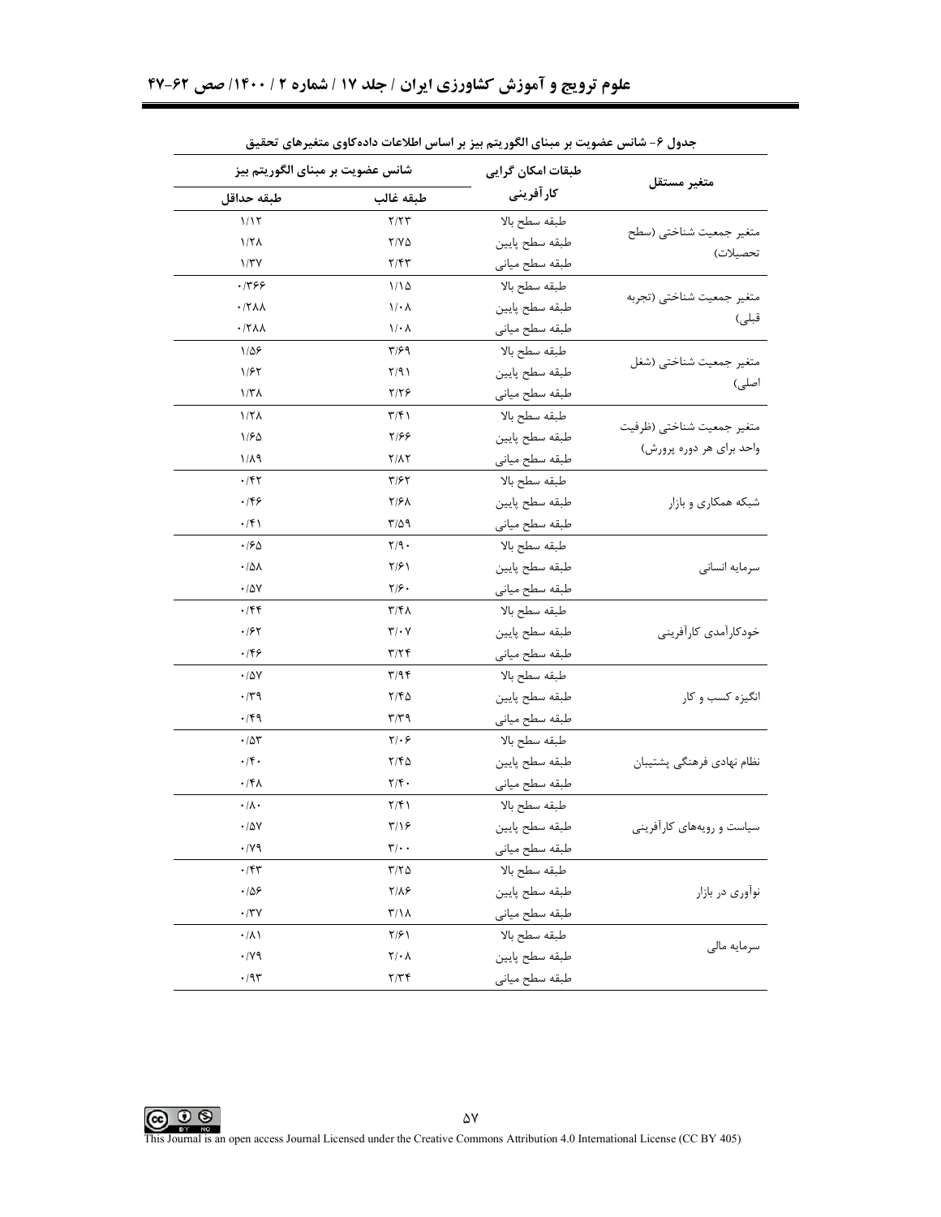جدول ۶- شانس عضویت بر مبنای الگوریتم بیز بر اساس اطلاعات داده‌کاوی متغیرهای تحقیق

| متغیر مستقل | طبقات امکان گرایی کارآفرینی | شانس عضویت بر مبنای الگوریتم بیز | |
|---|---|---|---|
| | | طبقه غالب | طبقه حداقل |
| متغیر جمعیت شناختی (سطح تحصیلات) | طبقه سطح بالا | ۲/۲۳ | ۱/۱۲ |
| | طبقه سطح پایین | ۲/۷۵ | ۱/۲۸ |
| | طبقه سطح میانی | ۲/۴۳ | ۱/۳۷ |
| متغیر جمعیت شناختی (تجربه قبلی) | طبقه سطح بالا | ۱/۱۵ | ۰/۳۶۶ |
| | طبقه سطح پایین | ۱/۰۸ | ۰/۲۸۸ |
| | طبقه سطح میانی | ۱/۰۸ | ۰/۲۸۸ |
| متغیر جمعیت شناختی (شغل اصلی) | طبقه سطح بالا | ۳/۶۹ | ۱/۵۶ |
| | طبقه سطح پایین | ۲/۹۱ | ۱/۶۲ |
| | طبقه سطح میانی | ۲/۲۶ | ۱/۳۸ |
| متغیر جمعیت شناختی (ظرفیت واحد برای هر دوره پرورش) | طبقه سطح بالا | ۳/۴۱ | ۱/۲۸ |
| | طبقه سطح پایین | ۲/۶۶ | ۱/۶۵ |
| | طبقه سطح میانی | ۲/۸۲ | ۱/۸۹ |
| شبکه همکاری و بازار | طبقه سطح بالا | ۳/۶۲ | ۰/۴۲ |
| | طبقه سطح پایین | ۲/۶۸ | ۰/۴۶ |
| | طبقه سطح میانی | ۳/۵۹ | ۰/۴۱ |
| سرمایه انسانی | طبقه سطح بالا | ۲/۹۰ | ۰/۶۵ |
| | طبقه سطح پایین | ۲/۶۱ | ۰/۵۸ |
| | طبقه سطح میانی | ۲/۶۰ | ۰/۵۷ |
| خودکارآمدی کارآفرینی | طبقه سطح بالا | ۳/۴۸ | ۰/۴۴ |
| | طبقه سطح پایین | ۳/۰۷ | ۰/۶۲ |
| | طبقه سطح میانی | ۳/۲۴ | ۰/۴۶ |
| انگیزه کسب و کار | طبقه سطح بالا | ۳/۹۴ | ۰/۵۷ |
| | طبقه سطح پایین | ۲/۴۵ | ۰/۳۹ |
| | طبقه سطح میانی | ۳/۳۹ | ۰/۴۹ |
| نظام نهادی فرهنگی پشتیبان | طبقه سطح بالا | ۲/۰۶ | ۰/۵۳ |
| | طبقه سطح پایین | ۲/۴۵ | ۰/۴۰ |
| | طبقه سطح میانی | ۲/۴۰ | ۰/۴۸ |
| سیاست و رویه‌های کارآفرینی | طبقه سطح بالا | ۲/۴۱ | ۰/۸۰ |
| | طبقه سطح پایین | ۳/۱۶ | ۰/۵۷ |
| | طبقه سطح میانی | ۳/۰۰ | ۰/۷۹ |
| نوآوری در بازار | طبقه سطح بالا | ۳/۲۵ | ۰/۴۳ |
| | طبقه سطح پایین | ۲/۸۶ | ۰/۵۶ |
| | طبقه سطح میانی | ۳/۱۸ | ۰/۳۷ |
| سرمایه مالی | طبقه سطح بالا | ۲/۶۱ | ۰/۸۱ |
| | طبقه سطح پایین | ۲/۰۸ | ۰/۷۹ |
| | طبقه سطح میانی | ۲/۳۴ | ۰/۹۳ |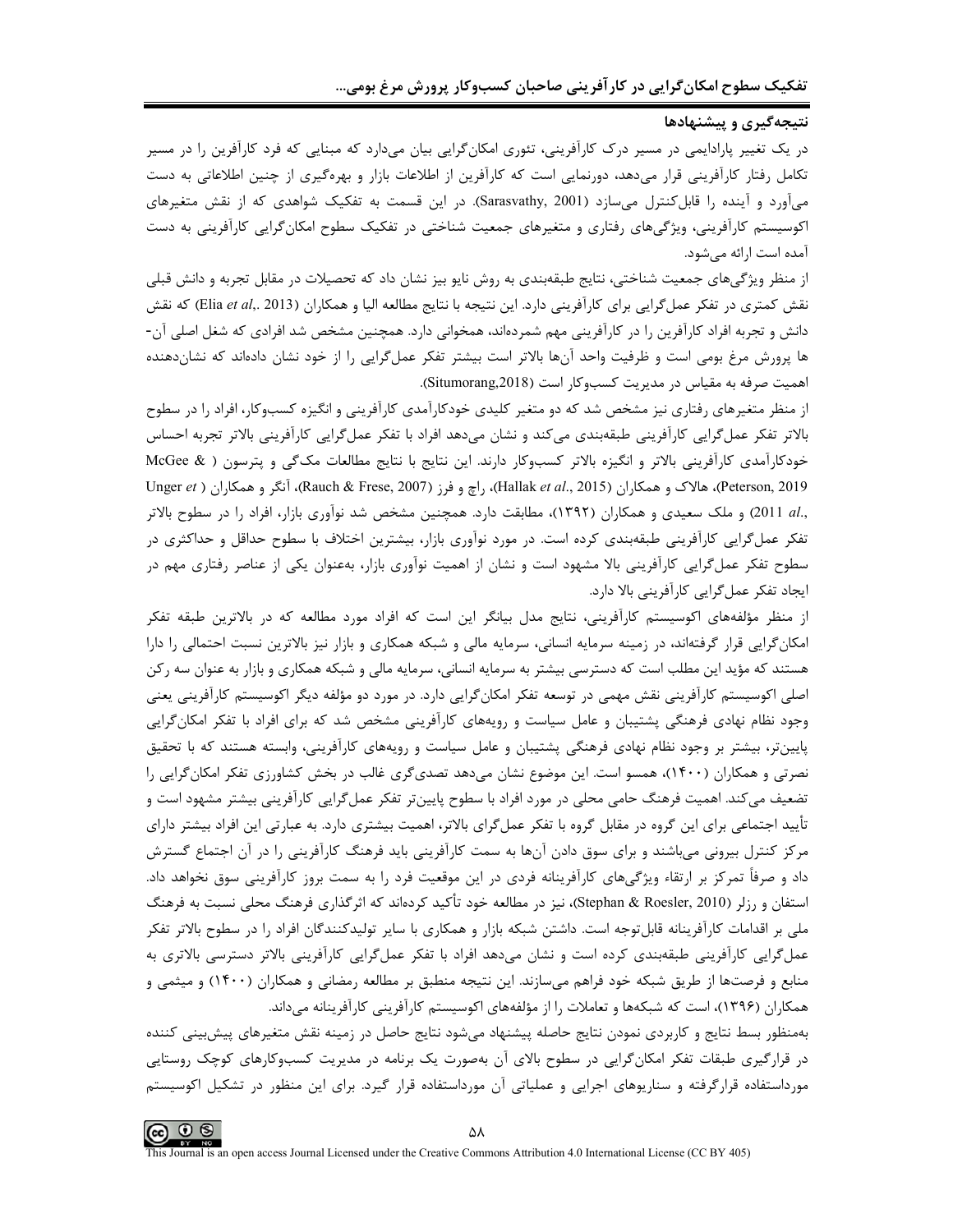## نتیجه‌گیری و پیشنهادها

در یک تغییر پارادایمی در مسیر درک کارآفرینی، تئوری امکان‌گرایی بیان می‌دارد که مبنایی که فرد کارآفرین را در مسیر تکامل رفتار کارآفرینی قرار می‌دهد، دورنمایی است که کارآفرین از اطلاعات بازار و بهره‌گیری از چنین اطلاعاتی به دست می‌آورد و آینده را قابل‌کنترل می‌سازد (Sarasvathy, 2001). در این قسمت به تفکیک شواهدی که از نقش متغیرهای اکوسیستم کارآفرینی، ویژگی‌های رفتاری و متغیرهای جمعیت شناختی در تفکیک سطوح امکان‌گرایی کارآفرینی به دست آمده است ارائه می‌شود.

از منظر ویژگی‌های جمعیت شناختی، نتایج طبقه‌بندی به روش نایو بیز نشان داد که تحصیلات در مقابل تجربه و دانش قبلی نقش کمتری در تفکر عمل‌گرایی برای کارآفرینی دارد. این نتیجه با نتایج مطالعه الیا و همکاران (Elia *et al*,. 2013) که نقش دانش و تجربه افراد کارآفرین را در کارآفرینی مهم شمرده‌اند، همخوانی دارد. همچنین مشخص شد افرادی که شغل اصلی آن‌ها پرورش مرغ بومی است و ظرفیت واحد آن‌ها بالاتر است بیشتر تفکر عمل‌گرایی را از خود نشان داده‌اند که نشان‌دهنده اهمیت صرفه به مقیاس در مدیریت کسب‌وکار است (Situmorang,2018).

از منظر متغیرهای رفتاری نیز مشخص شد که دو متغیر کلیدی خودکارآمدی کارآفرینی و انگیزه کسب‌وکار، افراد را در سطوح بالاتر تفکر عمل‌گرایی کارآفرینی طبقه‌بندی می‌کند و نشان می‌دهد افراد با تفکر عمل‌گرایی کارآفرینی بالاتر تجربه احساس خودکارآمدی کارآفرینی بالاتر و انگیزه بالاتر کسب‌وکار دارند. این نتایج با نتایج مطالعات مک‌گی و پترسون ( McGee & Peterson, 2019)، هالاک و همکاران (Hallak *et al*., 2015)، راچ و فرز (Rauch & Frese, 2007)، آنگر و همکاران ( Unger *et al*., 2011) و ملک سعیدی و همکاران (۱۳۹۲)، مطابقت دارد. همچنین مشخص شد نوآوری بازار، افراد را در سطوح بالاتر تفکر عمل‌گرایی کارآفرینی طبقه‌بندی کرده است. در مورد نوآوری بازار، بیشترین اختلاف با سطوح حداقل و حداکثری در سطوح تفکر عمل‌گرایی کارآفرینی بالا مشهود است و نشان از اهمیت نوآوری بازار، به‌عنوان یکی از عناصر رفتاری مهم در ایجاد تفکر عمل‌گرایی کارآفرینی بالا دارد.

از منظر مؤلفه‌های اکوسیستم کارآفرینی، نتایج مدل بیانگر این است که افراد مورد مطالعه که در بالاترین طبقه تفکر امکان‌گرایی قرار گرفته‌اند، در زمینه سرمایه انسانی، سرمایه مالی و شبکه همکاری و بازار نیز بالاترین نسبت احتمالی را دارا هستند که مؤید این مطلب است که دسترسی بیشتر به سرمایه انسانی، سرمایه مالی و شبکه همکاری و بازار به عنوان سه رکن اصلی اکوسیستم کارآفرینی نقش مهمی در توسعه تفکر امکان‌گرایی دارد. در مورد دو مؤلفه دیگر اکوسیستم کارآفرینی یعنی وجود نظام نهادی فرهنگی پشتیبان و عامل سیاست و رویه‌های کارآفرینی مشخص شد که برای افراد با تفکر امکان‌گرایی پایین‌تر، بیشتر بر وجود نظام نهادی فرهنگی پشتیبان و عامل سیاست و رویه‌های کارآفرینی، وابسته هستند که با تحقیق نصرتی و همکاران (۱۴۰۰)، همسو است. این موضوع نشان می‌دهد تصدی‌گری غالب در بخش کشاورزی تفکر امکان‌گرایی را تضعیف می‌کند. اهمیت فرهنگ حامی محلی در مورد افراد با سطوح پایین‌تر تفکر عمل‌گرایی کارآفرینی بیشتر مشهود است و تأیید اجتماعی برای این گروه در مقابل گروه با تفکر عمل‌گرای بالاتر، اهمیت بیشتری دارد. به عبارتی این افراد بیشتر دارای مرکز کنترل بیرونی می‌باشند و برای سوق دادن آن‌ها به سمت کارآفرینی باید فرهنگ کارآفرینی را در آن اجتماع گسترش داد و صرفاً تمرکز بر ارتقاء ویژگی‌های کارآفرینانه فردی در این موقعیت فرد را به سمت بروز کارآفرینی سوق نخواهد داد. استفان و رزلر (Stephan & Roesler, 2010)، نیز در مطالعه خود تأکید کرده‌اند که اثرگذاری فرهنگ محلی نسبت به فرهنگ ملی بر اقدامات کارآفرینانه قابل‌توجه است. داشتن شبکه بازار و همکاری با سایر تولیدکنندگان افراد را در سطوح بالاتر تفکر عمل‌گرایی کارآفرینی طبقه‌بندی کرده است و نشان می‌دهد افراد با تفکر عمل‌گرایی کارآفرینی بالاتر دسترسی بالاتری به منابع و فرصت‌ها از طریق شبکه خود فراهم می‌سازند. این نتیجه منطبق بر مطالعه رمضانی و همکاران (۱۴۰۰) و میثمی و همکاران (۱۳۹۶)، است که شبکه‌ها و تعاملات را از مؤلفه‌های اکوسیستم کارآفرینانه می‌داند.

به‌منظور بسط نتایج و کاربردی نمودن نتایج حاصله پیشنهاد می‌شود نتایج حاصل در زمینه نقش متغیرهای پیش‌بینی کننده در قرارگیری طبقات تفکر امکان‌گرایی در سطوح بالای آن به‌صورت یک برنامه در مدیریت کسب‌وکارهای کوچک روستایی مورداستفاده قرارگرفته و سناریوهای اجرایی و عملیاتی آن مورداستفاده قرار گیرد. برای این منظور در تشکیل اکوسیستم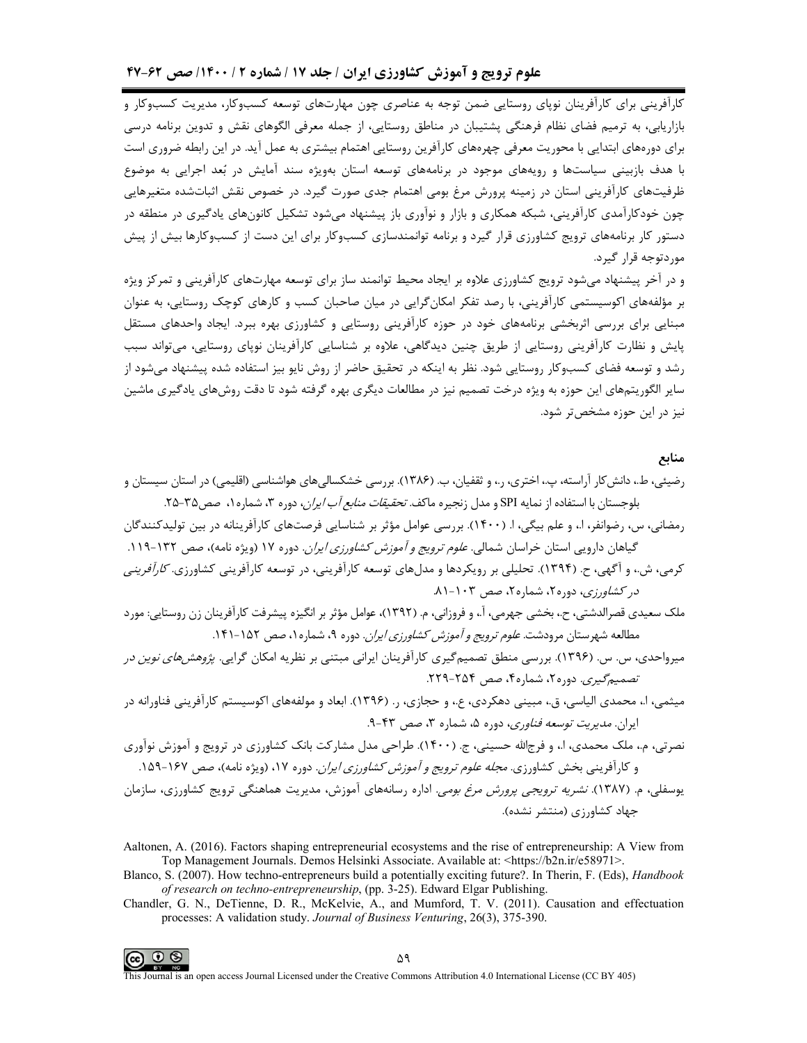کارآفرینی برای کارآفرینان نوپای روستایی ضمن توجه به عناصری چون مهارت‌های توسعه کسب‌وکار، مدیریت کسب‌وکار و بازاریابی، به ترمیم فضای نظام فرهنگی پشتیبان در مناطق روستایی، از جمله معرفی الگوهای نقش و تدوین برنامه درسی برای دوره‌های ابتدایی با محوریت معرفی چهره‌های کارآفرین روستایی اهتمام بیشتری به عمل آید. در این رابطه ضروری است با هدف بازبینی سیاست‌ها و رویه‌های موجود در برنامه‌های توسعه استان به‌ویژه سند آمایش در بُعد اجرایی به موضوع ظرفیت‌های کارآفرینی استان در زمینه پرورش مرغ بومی اهتمام جدی صورت گیرد. در خصوص نقش اثبات‌شده متغیرهایی چون خودکارآمدی کارآفرینی، شبکه همکاری و بازار و نوآوری باز پیشنهاد می‌شود تشکیل کانون‌های یادگیری در منطقه در دستور کار برنامه‌های ترویج کشاورزی قرار گیرد و برنامه توانمندسازی کسب‌وکار برای این دست از کسب‌وکارها بیش از پیش موردتوجه قرار گیرد.

و در آخر پیشنهاد می‌شود ترویج کشاورزی علاوه بر ایجاد محیط توانمند ساز برای توسعه مهارت‌های کارآفرینی و تمرکز ویژه بر مؤلفه‌های اکوسیستمی کارآفرینی، با رصد تفکر امکان‌گرایی در میان صاحبان کسب و کارهای کوچک روستایی، به عنوان مبنایی برای بررسی اثربخشی برنامه‌های خود در حوزه کارآفرینی روستایی و کشاورزی بهره ببرد. ایجاد واحدهای مستقل پایش و نظارت کارآفرینی روستایی از طریق چنین دیدگاهی، علاوه بر شناسایی کارآفرینان نوپای روستایی، می‌تواند سبب رشد و توسعه فضای کسب‌وکار روستایی شود. نظر به اینکه در تحقیق حاضر از روش نایو بیز استفاده شده پیشنهاد می‌شود از سایر الگوریتم‌های این حوزه به ویژه درخت تصمیم نیز در مطالعات دیگری بهره گرفته شود تا دقت روش‌های یادگیری ماشین نیز در این حوزه مشخص‌تر شود.

## منابع

رضیئی، ط.، دانش‌کار آراسته، پ.، اختری، ر.، و ثقفیان، ب. (۱۳۸۶). بررسی خشکسالی‌های هواشناسی (اقلیمی) در استان سیستان و بلوجستان با استفاده از نمایه SPI و مدل زنجیره ماکف. *تحقیقات منابع آب ایران*، دوره ۳، شماره ۱، صص۳۵-۲۵.

رمضانی، س.، رضوانفر، ا.، و علم بیگی، ا. (۱۴۰۰). بررسی عوامل مؤثر بر شناسایی فرصت‌های کارآفرینانه در بین تولیدکنندگان گیاهان دارویی استان خراسان شمالی. *علوم ترویج و آموزش کشاورزی ایران*. دوره ۱۷ (ویژه نامه)، صص ۱۳۲-۱۱۹.

کرمی، ش.، و آگهی، ح. (۱۳۹۴). تحلیلی بر رویکردها و مدل‌های توسعه کارآفرینی، در توسعه کارآفرینی کشاورزی. *کارآفرینی در کشاورزی*، دوره۲، شماره۲، صص ۱۰۳-۸۱.

ملک سعیدی قصرالدشتی، ح.، بخشی جهرمی، آ.، و فروزانی، م. (۱۳۹۲)، عوامل مؤثر بر انگیزه پیشرفت کارآفرینان زن روستایی: مورد مطالعه شهرستان مرودشت. *علوم ترویج و آموزش کشاورزی ایران*. دوره ۹، شماره۱، صص ۱۵۲-۱۴۱.

میرواحدی، س. س. (۱۳۹۶). بررسی منطق تصمیم‌گیری کارآفرینان ایرانی مبتنی بر نظریه امکان گرایی. *پژوهش‌های نوین در تصمیم‌گیری*. دوره۲، شماره۴، صص ۲۵۴-۲۲۹.

میثمی، ا.، محمدی الیاسی، ق.، مبینی دهکردی، ع.، و حجازی، ر. (۱۳۹۶). ابعاد و مولفه‌های اکوسیستم کارآفرینی فناورانه در ایران. *مدیریت توسعه فناوری*، دوره ۵، شماره ۳، صص ۴۳-۹.

نصرتی، م.، ملک محمدی، ا.، و فرج‌الله حسینی، ج. (۱۴۰۰). طراحی مدل مشارکت بانک کشاورزی در ترویج و آموزش نوآوری و کارآفرینی بخش کشاورزی. *مجله علوم ترویج و آموزش کشاورزی ایران*. دوره ۱۷، (ویژه نامه)، صص ۱۶۷-۱۵۹.

یوسفلی، م. (۱۳۸۷). *نشریه ترویجی پرورش مرغ بومی*. اداره رسانه‌های آموزش، مدیریت هماهنگی ترویج کشاورزی، سازمان جهاد کشاورزی (منتشر نشده).

Aaltonen, A. (2016). Factors shaping entrepreneurial ecosystems and the rise of entrepreneurship: A View from Top Management Journals. Demos Helsinki Associate. Available at: <https://b2n.ir/e58971>.

Blanco, S. (2007). How techno-entrepreneurs build a potentially exciting future?. In Therin, F. (Eds), *Handbook of research on techno-entrepreneurship*, (pp. 3-25). Edward Elgar Publishing.

Chandler, G. N., DeTienne, D. R., McKelvie, A., and Mumford, T. V. (2011). Causation and effectuation processes: A validation study. *Journal of Business Venturing*, 26(3), 375-390.

This Journal is an open access Journal Licensed under the Creative Commons Attribution 4.0 International License (CC BY 405)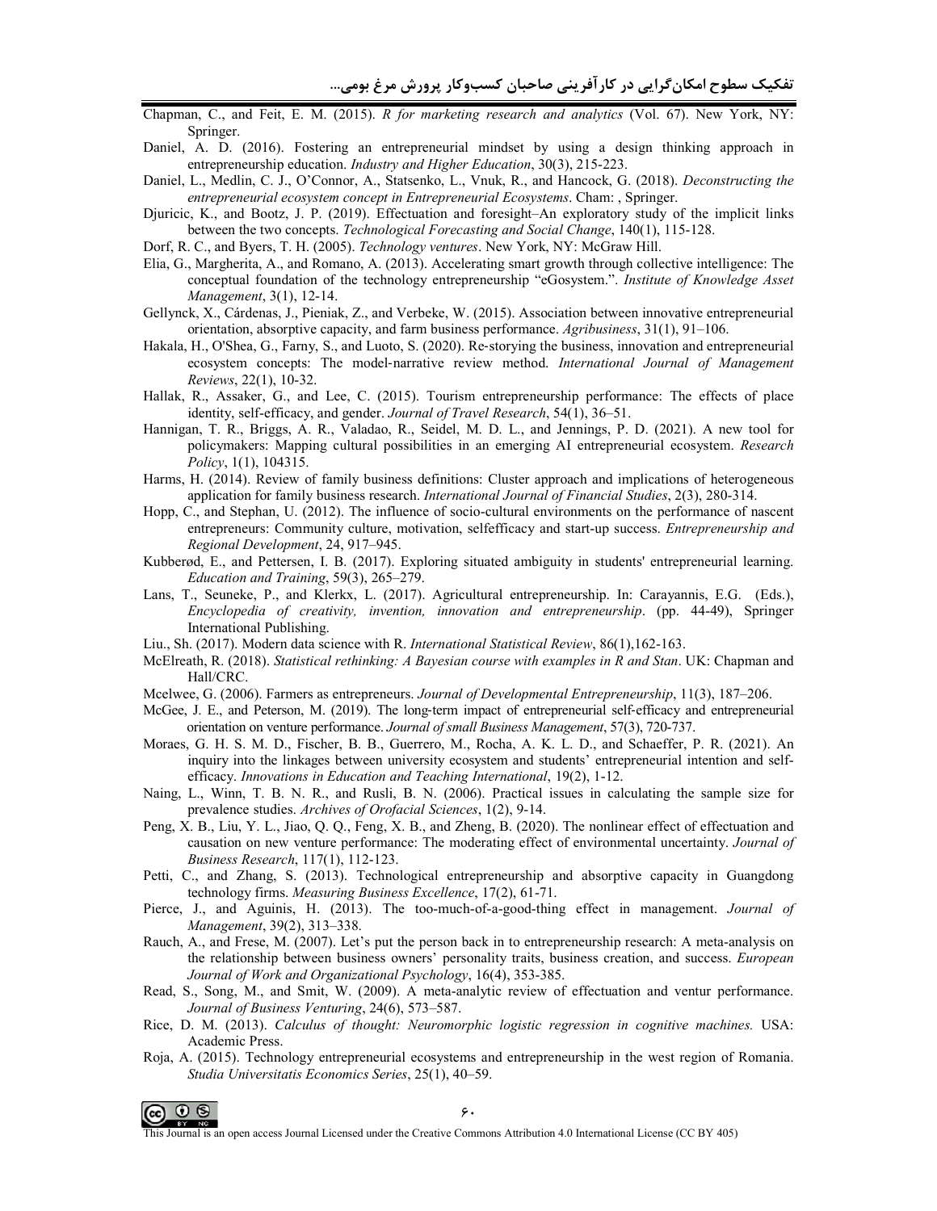Chapman, C., and Feit, E. M. (2015). *R for marketing research and analytics* (Vol. 67). New York, NY: Springer.

Daniel, A. D. (2016). Fostering an entrepreneurial mindset by using a design thinking approach in entrepreneurship education. *Industry and Higher Education*, 30(3), 215-223.

Daniel, L., Medlin, C. J., O'Connor, A., Statsenko, L., Vnuk, R., and Hancock, G. (2018). *Deconstructing the entrepreneurial ecosystem concept in Entrepreneurial Ecosystems*. Cham: , Springer.

Djuricic, K., and Bootz, J. P. (2019). Effectuation and foresight–An exploratory study of the implicit links between the two concepts. *Technological Forecasting and Social Change*, 140(1), 115-128.

Dorf, R. C., and Byers, T. H. (2005). *Technology ventures*. New York, NY: McGraw Hill.

Elia, G., Margherita, A., and Romano, A. (2013). Accelerating smart growth through collective intelligence: The conceptual foundation of the technology entrepreneurship "eGosystem.". *Institute of Knowledge Asset Management*, 3(1), 12-14.

Gellynck, X., Cárdenas, J., Pieniak, Z., and Verbeke, W. (2015). Association between innovative entrepreneurial orientation, absorptive capacity, and farm business performance. *Agribusiness*, 31(1), 91–106.

Hakala, H., O'Shea, G., Farny, S., and Luoto, S. (2020). Re-storying the business, innovation and entrepreneurial ecosystem concepts: The model‐narrative review method. *International Journal of Management Reviews*, 22(1), 10-32.

Hallak, R., Assaker, G., and Lee, C. (2015). Tourism entrepreneurship performance: The effects of place identity, self-efficacy, and gender. *Journal of Travel Research*, 54(1), 36–51.

Hannigan, T. R., Briggs, A. R., Valadao, R., Seidel, M. D. L., and Jennings, P. D. (2021). A new tool for policymakers: Mapping cultural possibilities in an emerging AI entrepreneurial ecosystem. *Research Policy*, 1(1), 104315.

Harms, H. (2014). Review of family business definitions: Cluster approach and implications of heterogeneous application for family business research. *International Journal of Financial Studies*, 2(3), 280-314.

Hopp, C., and Stephan, U. (2012). The influence of socio-cultural environments on the performance of nascent entrepreneurs: Community culture, motivation, selfefficacy and start-up success. *Entrepreneurship and Regional Development*, 24, 917–945.

Kubberød, E., and Pettersen, I. B. (2017). Exploring situated ambiguity in students' entrepreneurial learning. *Education and Training*, 59(3), 265–279.

Lans, T., Seuneke, P., and Klerkx, L. (2017). Agricultural entrepreneurship. In: Carayannis, E.G. (Eds.), *Encyclopedia of creativity, invention, innovation and entrepreneurship*. (pp. 44-49), Springer International Publishing.

Liu., Sh. (2017). Modern data science with R. *International Statistical Review*, 86(1),162-163.

McElreath, R. (2018). *Statistical rethinking: A Bayesian course with examples in R and Stan*. UK: Chapman and Hall/CRC.

Mcelwee, G. (2006). Farmers as entrepreneurs. *Journal of Developmental Entrepreneurship*, 11(3), 187–206.

McGee, J. E., and Peterson, M. (2019). The long-term impact of entrepreneurial self-efficacy and entrepreneurial orientation on venture performance. *Journal of small Business Management*, 57(3), 720-737.

Moraes, G. H. S. M. D., Fischer, B. B., Guerrero, M., Rocha, A. K. L. D., and Schaeffer, P. R. (2021). An inquiry into the linkages between university ecosystem and students' entrepreneurial intention and self-efficacy. *Innovations in Education and Teaching International*, 19(2), 1-12.

Naing, L., Winn, T. B. N. R., and Rusli, B. N. (2006). Practical issues in calculating the sample size for prevalence studies. *Archives of Orofacial Sciences*, 1(2), 9-14.

Peng, X. B., Liu, Y. L., Jiao, Q. Q., Feng, X. B., and Zheng, B. (2020). The nonlinear effect of effectuation and causation on new venture performance: The moderating effect of environmental uncertainty. *Journal of Business Research*, 117(1), 112-123.

Petti, C., and Zhang, S. (2013). Technological entrepreneurship and absorptive capacity in Guangdong technology firms. *Measuring Business Excellence*, 17(2), 61-71.

Pierce, J., and Aguinis, H. (2013). The too-much-of-a-good-thing effect in management. *Journal of Management*, 39(2), 313–338.

Rauch, A., and Frese, M. (2007). Let's put the person back in to entrepreneurship research: A meta-analysis on the relationship between business owners' personality traits, business creation, and success. *European Journal of Work and Organizational Psychology*, 16(4), 353-385.

Read, S., Song, M., and Smit, W. (2009). A meta-analytic review of effectuation and ventur performance. *Journal of Business Venturing*, 24(6), 573–587.

Rice, D. M. (2013). *Calculus of thought: Neuromorphic logistic regression in cognitive machines.* USA: Academic Press.

Roja, A. (2015). Technology entrepreneurial ecosystems and entrepreneurship in the west region of Romania. *Studia Universitatis Economics Series*, 25(1), 40–59.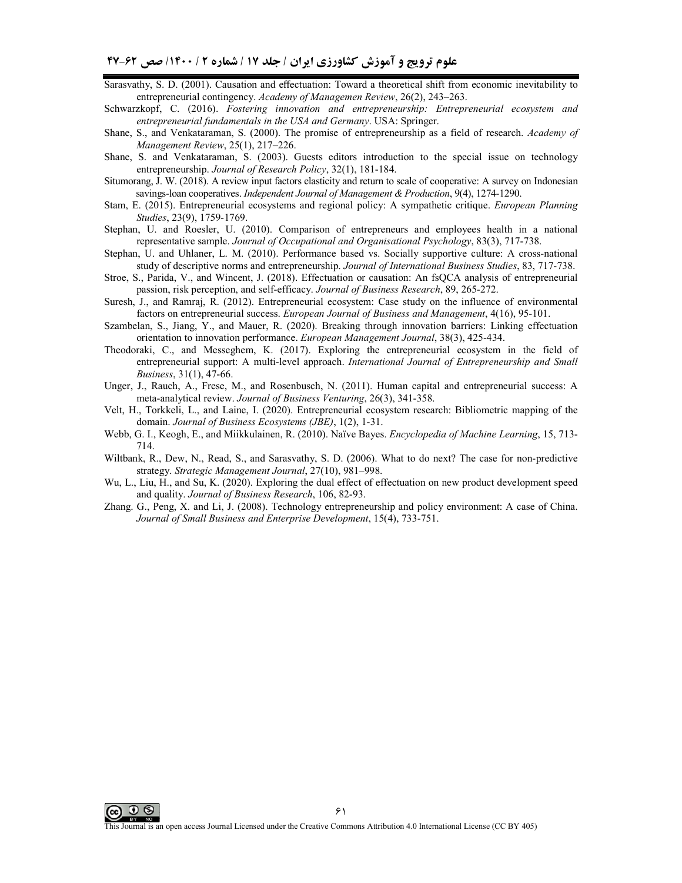Sarasvathy, S. D. (2001). Causation and effectuation: Toward a theoretical shift from economic inevitability to entrepreneurial contingency. *Academy of Managemen Review*, 26(2), 243–263.

Schwarzkopf, C. (2016). *Fostering innovation and entrepreneurship: Entrepreneurial ecosystem and entrepreneurial fundamentals in the USA and Germany*. USA: Springer.

Shane, S., and Venkataraman, S. (2000). The promise of entrepreneurship as a field of research. *Academy of Management Review*, 25(1), 217–226.

Shane, S. and Venkataraman, S. (2003). Guests editors introduction to the special issue on technology entrepreneurship. *Journal of Research Policy*, 32(1), 181-184.

Situmorang, J. W. (2018). A review input factors elasticity and return to scale of cooperative: A survey on Indonesian savings-loan cooperatives. *Independent Journal of Management & Production*, 9(4), 1274-1290.

Stam, E. (2015). Entrepreneurial ecosystems and regional policy: A sympathetic critique. *European Planning Studies*, 23(9), 1759-1769.

Stephan, U. and Roesler, U. (2010). Comparison of entrepreneurs and employees health in a national representative sample. *Journal of Occupational and Organisational Psychology*, 83(3), 717-738.

Stephan, U. and Uhlaner, L. M. (2010). Performance based vs. Socially supportive culture: A cross-national study of descriptive norms and entrepreneurship. *Journal of International Business Studies*, 83, 717-738.

Stroe, S., Parida, V., and Wincent, J. (2018). Effectuation or causation: An fsQCA analysis of entrepreneurial passion, risk perception, and self-efficacy. *Journal of Business Research*, 89, 265-272.

Suresh, J., and Ramraj, R. (2012). Entrepreneurial ecosystem: Case study on the influence of environmental factors on entrepreneurial success. *European Journal of Business and Management*, 4(16), 95-101.

Szambelan, S., Jiang, Y., and Mauer, R. (2020). Breaking through innovation barriers: Linking effectuation orientation to innovation performance. *European Management Journal*, 38(3), 425-434.

Theodoraki, C., and Messeghem, K. (2017). Exploring the entrepreneurial ecosystem in the field of entrepreneurial support: A multi-level approach. *International Journal of Entrepreneurship and Small Business*, 31(1), 47-66.

Unger, J., Rauch, A., Frese, M., and Rosenbusch, N. (2011). Human capital and entrepreneurial success: A meta-analytical review. *Journal of Business Venturing*, 26(3), 341-358.

Velt, H., Torkkeli, L., and Laine, I. (2020). Entrepreneurial ecosystem research: Bibliometric mapping of the domain. *Journal of Business Ecosystems (JBE)*, 1(2), 1-31.

Webb, G. I., Keogh, E., and Miikkulainen, R. (2010). Naïve Bayes. *Encyclopedia of Machine Learning*, 15, 713-714.

Wiltbank, R., Dew, N., Read, S., and Sarasvathy, S. D. (2006). What to do next? The case for non-predictive strategy. *Strategic Management Journal*, 27(10), 981–998.

Wu, L., Liu, H., and Su, K. (2020). Exploring the dual effect of effectuation on new product development speed and quality. *Journal of Business Research*, 106, 82-93.

Zhang. G., Peng, X. and Li, J. (2008). Technology entrepreneurship and policy environment: A case of China. *Journal of Small Business and Enterprise Development*, 15(4), 733-751.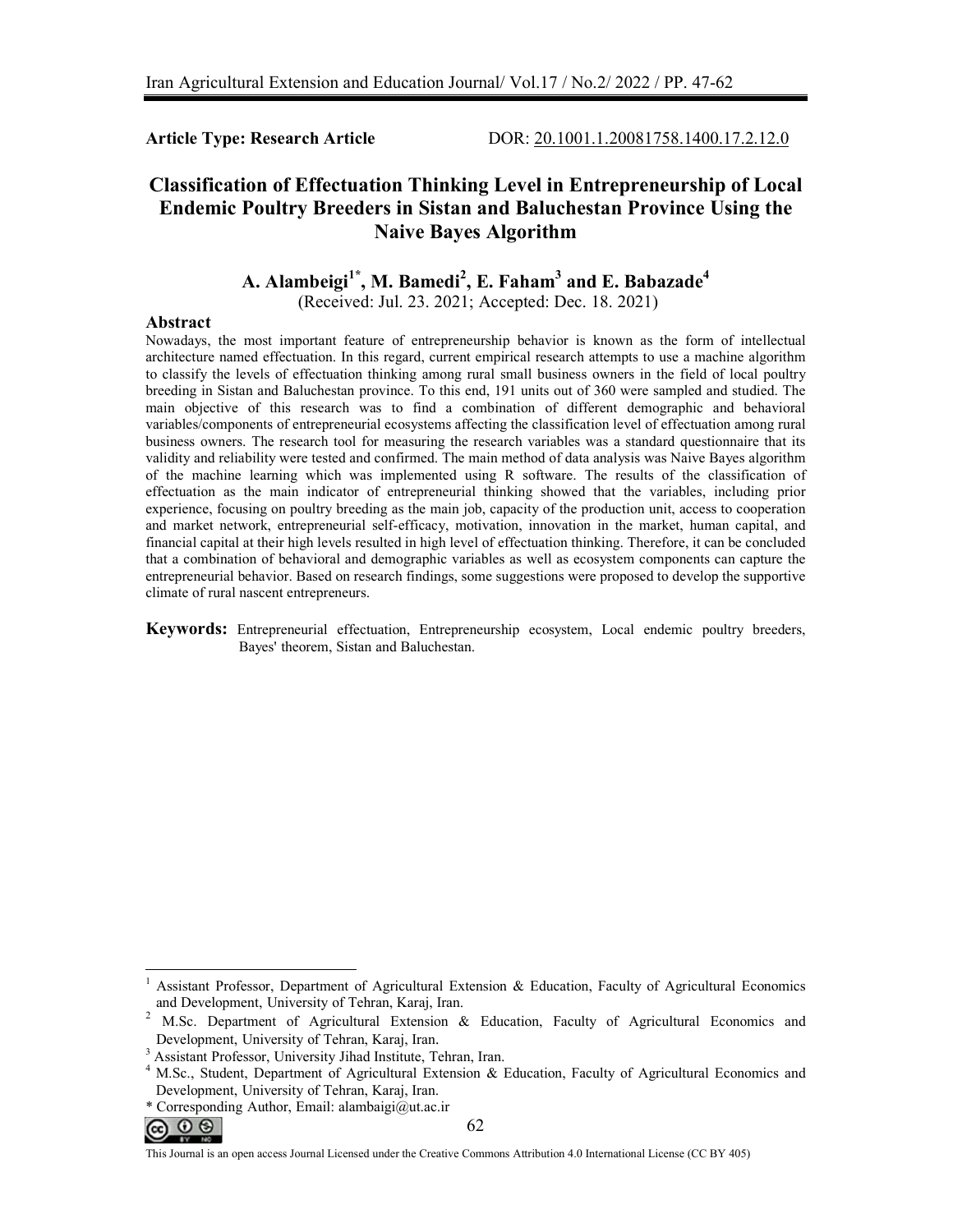**Article Type: Research Article** DOR: 20.1001.1.20081758.1400.17.2.12.0

# Classification of Effectuation Thinking Level in Entrepreneurship of Local Endemic Poultry Breeders in Sistan and Baluchestan Province Using the Naive Bayes Algorithm

**A. Alambeigi[1*], M. Bamedi[2], E. Faham[3] and E. Babazade[4]**

(Received: Jul. 23. 2021; Accepted: Dec. 18. 2021)

## Abstract

Nowadays, the most important feature of entrepreneurship behavior is known as the form of intellectual architecture named effectuation. In this regard, current empirical research attempts to use a machine algorithm to classify the levels of effectuation thinking among rural small business owners in the field of local poultry breeding in Sistan and Baluchestan province. To this end, 191 units out of 360 were sampled and studied. The main objective of this research was to find a combination of different demographic and behavioral variables/components of entrepreneurial ecosystems affecting the classification level of effectuation among rural business owners. The research tool for measuring the research variables was a standard questionnaire that its validity and reliability were tested and confirmed. The main method of data analysis was Naive Bayes algorithm of the machine learning which was implemented using R software. The results of the classification of effectuation as the main indicator of entrepreneurial thinking showed that the variables, including prior experience, focusing on poultry breeding as the main job, capacity of the production unit, access to cooperation and market network, entrepreneurial self-efficacy, motivation, innovation in the market, human capital, and financial capital at their high levels resulted in high level of effectuation thinking. Therefore, it can be concluded that a combination of behavioral and demographic variables as well as ecosystem components can capture the entrepreneurial behavior. Based on research findings, some suggestions were proposed to develop the supportive climate of rural nascent entrepreneurs.

**Keywords:** Entrepreneurial effectuation, Entrepreneurship ecosystem, Local endemic poultry breeders, Bayes' theorem, Sistan and Baluchestan.

---

[1] Assistant Professor, Department of Agricultural Extension & Education, Faculty of Agricultural Economics and Development, University of Tehran, Karaj, Iran.

[2] M.Sc. Department of Agricultural Extension & Education, Faculty of Agricultural Economics and Development, University of Tehran, Karaj, Iran.

[3] Assistant Professor, University Jihad Institute, Tehran, Iran.

[4] M.Sc., Student, Department of Agricultural Extension & Education, Faculty of Agricultural Economics and Development, University of Tehran, Karaj, Iran.

\* Corresponding Author, Email: alambaigi@ut.ac.ir

This Journal is an open access Journal Licensed under the Creative Commons Attribution 4.0 International License (CC BY 405)